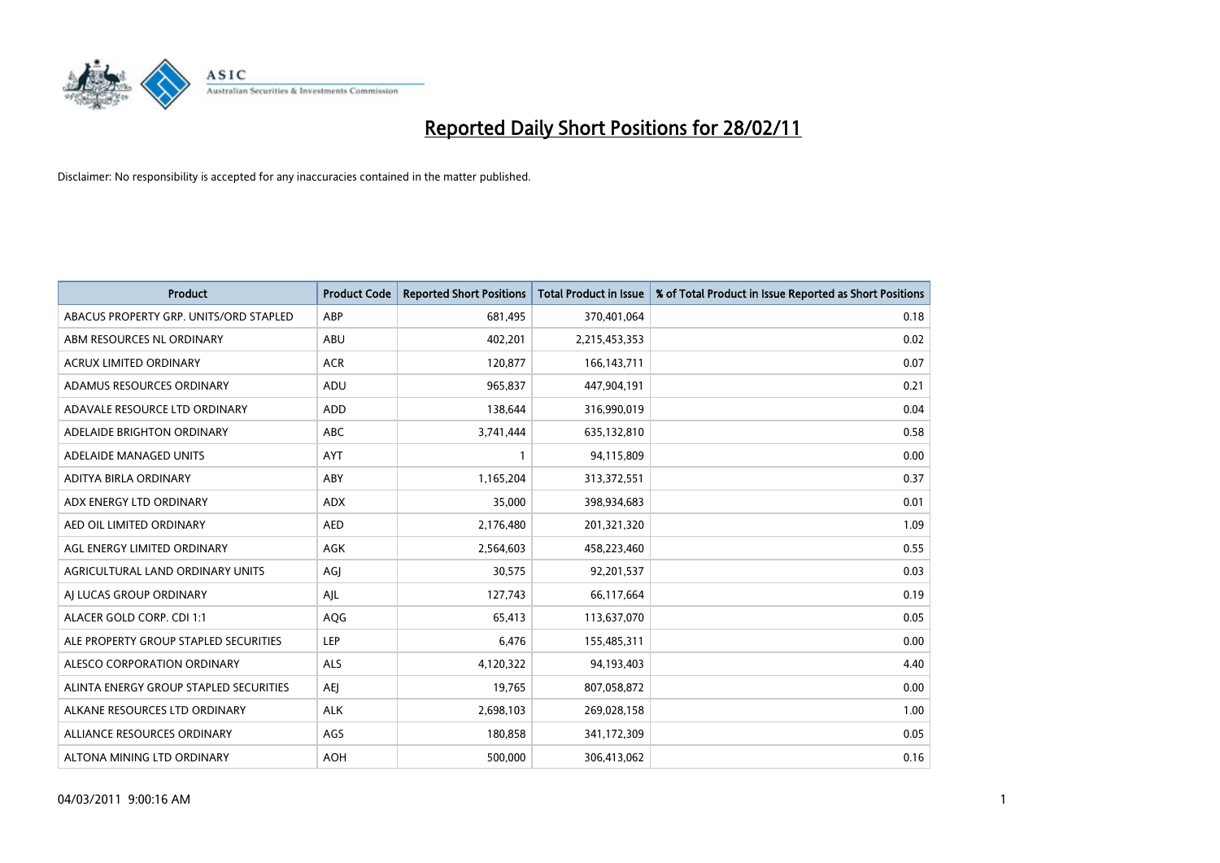# Reported Daily Short Positions for 28/02/11

Disclaimer: No responsibility is accepted for any inaccuracies contained in the matter published.

| Product | Product Code | Reported Short Positions | Total Product in Issue | % of Total Product in Issue Reported as Short Positions |
|---|---|---|---|---|
| ABACUS PROPERTY GRP. UNITS/ORD STAPLED | ABP | 681,495 | 370,401,064 | 0.18 |
| ABM RESOURCES NL ORDINARY | ABU | 402,201 | 2,215,453,353 | 0.02 |
| ACRUX LIMITED ORDINARY | ACR | 120,877 | 166,143,711 | 0.07 |
| ADAMUS RESOURCES ORDINARY | ADU | 965,837 | 447,904,191 | 0.21 |
| ADAVALE RESOURCE LTD ORDINARY | ADD | 138,644 | 316,990,019 | 0.04 |
| ADELAIDE BRIGHTON ORDINARY | ABC | 3,741,444 | 635,132,810 | 0.58 |
| ADELAIDE MANAGED UNITS | AYT | 1 | 94,115,809 | 0.00 |
| ADITYA BIRLA ORDINARY | ABY | 1,165,204 | 313,372,551 | 0.37 |
| ADX ENERGY LTD ORDINARY | ADX | 35,000 | 398,934,683 | 0.01 |
| AED OIL LIMITED ORDINARY | AED | 2,176,480 | 201,321,320 | 1.09 |
| AGL ENERGY LIMITED ORDINARY | AGK | 2,564,603 | 458,223,460 | 0.55 |
| AGRICULTURAL LAND ORDINARY UNITS | AGJ | 30,575 | 92,201,537 | 0.03 |
| AJ LUCAS GROUP ORDINARY | AJL | 127,743 | 66,117,664 | 0.19 |
| ALACER GOLD CORP. CDI 1:1 | AQG | 65,413 | 113,637,070 | 0.05 |
| ALE PROPERTY GROUP STAPLED SECURITIES | LEP | 6,476 | 155,485,311 | 0.00 |
| ALESCO CORPORATION ORDINARY | ALS | 4,120,322 | 94,193,403 | 4.40 |
| ALINTA ENERGY GROUP STAPLED SECURITIES | AEJ | 19,765 | 807,058,872 | 0.00 |
| ALKANE RESOURCES LTD ORDINARY | ALK | 2,698,103 | 269,028,158 | 1.00 |
| ALLIANCE RESOURCES ORDINARY | AGS | 180,858 | 341,172,309 | 0.05 |
| ALTONA MINING LTD ORDINARY | AOH | 500,000 | 306,413,062 | 0.16 |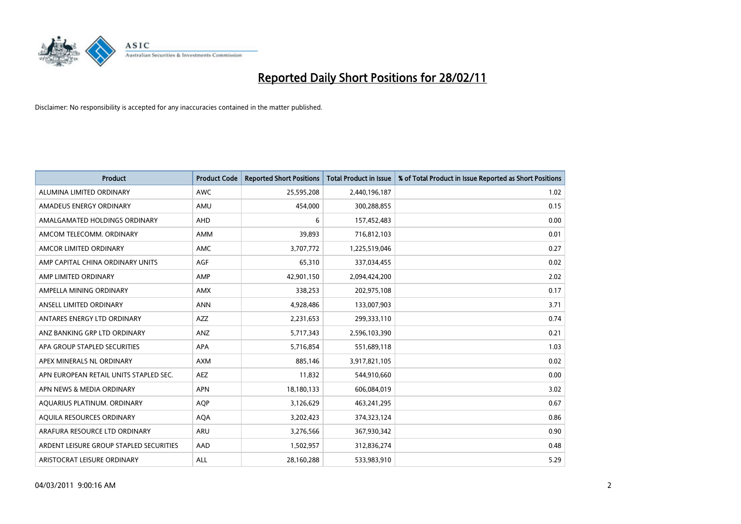# Reported Daily Short Positions for 28/02/11

Disclaimer: No responsibility is accepted for any inaccuracies contained in the matter published.

| Product | Product Code | Reported Short Positions | Total Product in Issue | % of Total Product in Issue Reported as Short Positions |
|---|---|---|---|---|
| ALUMINA LIMITED ORDINARY | AWC | 25,595,208 | 2,440,196,187 | 1.02 |
| AMADEUS ENERGY ORDINARY | AMU | 454,000 | 300,288,855 | 0.15 |
| AMALGAMATED HOLDINGS ORDINARY | AHD | 6 | 157,452,483 | 0.00 |
| AMCOM TELECOMM. ORDINARY | AMM | 39,893 | 716,812,103 | 0.01 |
| AMCOR LIMITED ORDINARY | AMC | 3,707,772 | 1,225,519,046 | 0.27 |
| AMP CAPITAL CHINA ORDINARY UNITS | AGF | 65,310 | 337,034,455 | 0.02 |
| AMP LIMITED ORDINARY | AMP | 42,901,150 | 2,094,424,200 | 2.02 |
| AMPELLA MINING ORDINARY | AMX | 338,253 | 202,975,108 | 0.17 |
| ANSELL LIMITED ORDINARY | ANN | 4,928,486 | 133,007,903 | 3.71 |
| ANTARES ENERGY LTD ORDINARY | AZZ | 2,231,653 | 299,333,110 | 0.74 |
| ANZ BANKING GRP LTD ORDINARY | ANZ | 5,717,343 | 2,596,103,390 | 0.21 |
| APA GROUP STAPLED SECURITIES | APA | 5,716,854 | 551,689,118 | 1.03 |
| APEX MINERALS NL ORDINARY | AXM | 885,146 | 3,917,821,105 | 0.02 |
| APN EUROPEAN RETAIL UNITS STAPLED SEC. | AEZ | 11,832 | 544,910,660 | 0.00 |
| APN NEWS & MEDIA ORDINARY | APN | 18,180,133 | 606,084,019 | 3.02 |
| AQUARIUS PLATINUM. ORDINARY | AQP | 3,126,629 | 463,241,295 | 0.67 |
| AQUILA RESOURCES ORDINARY | AQA | 3,202,423 | 374,323,124 | 0.86 |
| ARAFURA RESOURCE LTD ORDINARY | ARU | 3,276,566 | 367,930,342 | 0.90 |
| ARDENT LEISURE GROUP STAPLED SECURITIES | AAD | 1,502,957 | 312,836,274 | 0.48 |
| ARISTOCRAT LEISURE ORDINARY | ALL | 28,160,288 | 533,983,910 | 5.29 |

04/03/2011 9:00:16 AM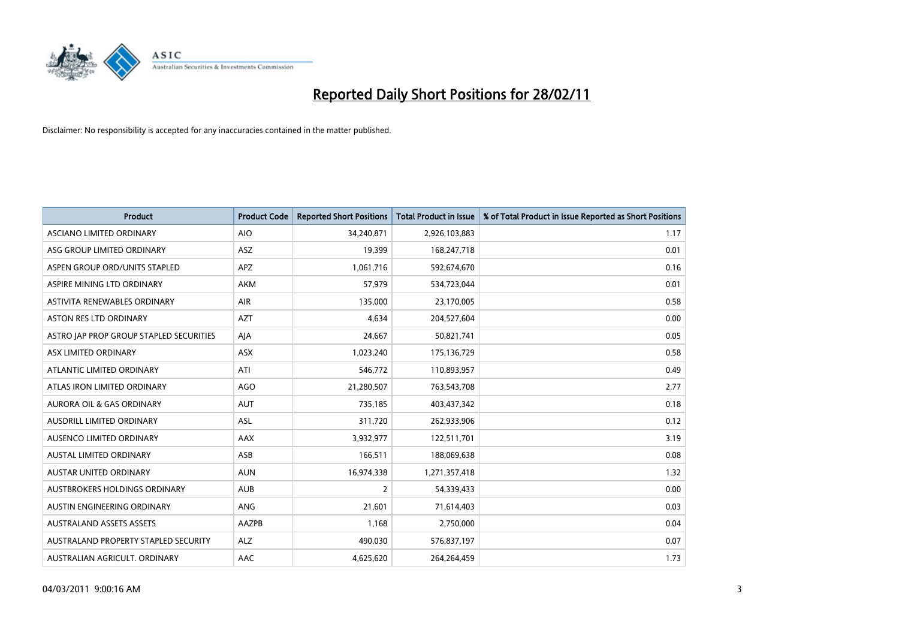# Reported Daily Short Positions for 28/02/11

Disclaimer: No responsibility is accepted for any inaccuracies contained in the matter published.

| Product | Product Code | Reported Short Positions | Total Product in Issue | % of Total Product in Issue Reported as Short Positions |
|---|---|---|---|---|
| ASCIANO LIMITED ORDINARY | AIO | 34,240,871 | 2,926,103,883 | 1.17 |
| ASG GROUP LIMITED ORDINARY | ASZ | 19,399 | 168,247,718 | 0.01 |
| ASPEN GROUP ORD/UNITS STAPLED | APZ | 1,061,716 | 592,674,670 | 0.16 |
| ASPIRE MINING LTD ORDINARY | AKM | 57,979 | 534,723,044 | 0.01 |
| ASTIVITA RENEWABLES ORDINARY | AIR | 135,000 | 23,170,005 | 0.58 |
| ASTON RES LTD ORDINARY | AZT | 4,634 | 204,527,604 | 0.00 |
| ASTRO JAP PROP GROUP STAPLED SECURITIES | AJA | 24,667 | 50,821,741 | 0.05 |
| ASX LIMITED ORDINARY | ASX | 1,023,240 | 175,136,729 | 0.58 |
| ATLANTIC LIMITED ORDINARY | ATI | 546,772 | 110,893,957 | 0.49 |
| ATLAS IRON LIMITED ORDINARY | AGO | 21,280,507 | 763,543,708 | 2.77 |
| AURORA OIL & GAS ORDINARY | AUT | 735,185 | 403,437,342 | 0.18 |
| AUSDRILL LIMITED ORDINARY | ASL | 311,720 | 262,933,906 | 0.12 |
| AUSENCO LIMITED ORDINARY | AAX | 3,932,977 | 122,511,701 | 3.19 |
| AUSTAL LIMITED ORDINARY | ASB | 166,511 | 188,069,638 | 0.08 |
| AUSTAR UNITED ORDINARY | AUN | 16,974,338 | 1,271,357,418 | 1.32 |
| AUSTBROKERS HOLDINGS ORDINARY | AUB | 2 | 54,339,433 | 0.00 |
| AUSTIN ENGINEERING ORDINARY | ANG | 21,601 | 71,614,403 | 0.03 |
| AUSTRALAND ASSETS ASSETS | AAZPB | 1,168 | 2,750,000 | 0.04 |
| AUSTRALAND PROPERTY STAPLED SECURITY | ALZ | 490,030 | 576,837,197 | 0.07 |
| AUSTRALIAN AGRICULT. ORDINARY | AAC | 4,625,620 | 264,264,459 | 1.73 |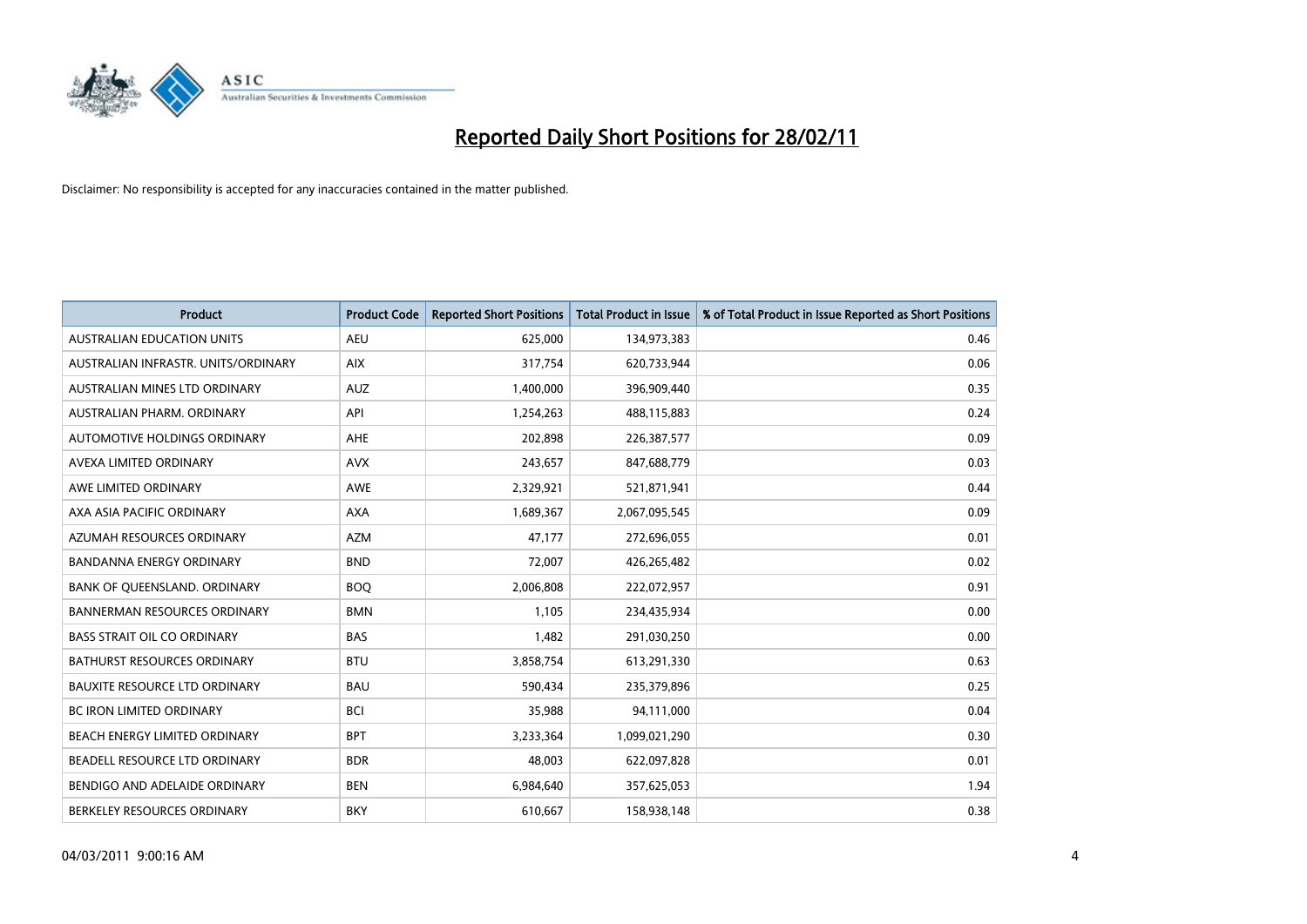# Reported Daily Short Positions for 28/02/11

Disclaimer: No responsibility is accepted for any inaccuracies contained in the matter published.

| Product | Product Code | Reported Short Positions | Total Product in Issue | % of Total Product in Issue Reported as Short Positions |
|---|---|---|---|---|
| AUSTRALIAN EDUCATION UNITS | AEU | 625,000 | 134,973,383 | 0.46 |
| AUSTRALIAN INFRASTR. UNITS/ORDINARY | AIX | 317,754 | 620,733,944 | 0.06 |
| AUSTRALIAN MINES LTD ORDINARY | AUZ | 1,400,000 | 396,909,440 | 0.35 |
| AUSTRALIAN PHARM. ORDINARY | API | 1,254,263 | 488,115,883 | 0.24 |
| AUTOMOTIVE HOLDINGS ORDINARY | AHE | 202,898 | 226,387,577 | 0.09 |
| AVEXA LIMITED ORDINARY | AVX | 243,657 | 847,688,779 | 0.03 |
| AWE LIMITED ORDINARY | AWE | 2,329,921 | 521,871,941 | 0.44 |
| AXA ASIA PACIFIC ORDINARY | AXA | 1,689,367 | 2,067,095,545 | 0.09 |
| AZUMAH RESOURCES ORDINARY | AZM | 47,177 | 272,696,055 | 0.01 |
| BANDANNA ENERGY ORDINARY | BND | 72,007 | 426,265,482 | 0.02 |
| BANK OF QUEENSLAND. ORDINARY | BOQ | 2,006,808 | 222,072,957 | 0.91 |
| BANNERMAN RESOURCES ORDINARY | BMN | 1,105 | 234,435,934 | 0.00 |
| BASS STRAIT OIL CO ORDINARY | BAS | 1,482 | 291,030,250 | 0.00 |
| BATHURST RESOURCES ORDINARY | BTU | 3,858,754 | 613,291,330 | 0.63 |
| BAUXITE RESOURCE LTD ORDINARY | BAU | 590,434 | 235,379,896 | 0.25 |
| BC IRON LIMITED ORDINARY | BCI | 35,988 | 94,111,000 | 0.04 |
| BEACH ENERGY LIMITED ORDINARY | BPT | 3,233,364 | 1,099,021,290 | 0.30 |
| BEADELL RESOURCE LTD ORDINARY | BDR | 48,003 | 622,097,828 | 0.01 |
| BENDIGO AND ADELAIDE ORDINARY | BEN | 6,984,640 | 357,625,053 | 1.94 |
| BERKELEY RESOURCES ORDINARY | BKY | 610,667 | 158,938,148 | 0.38 |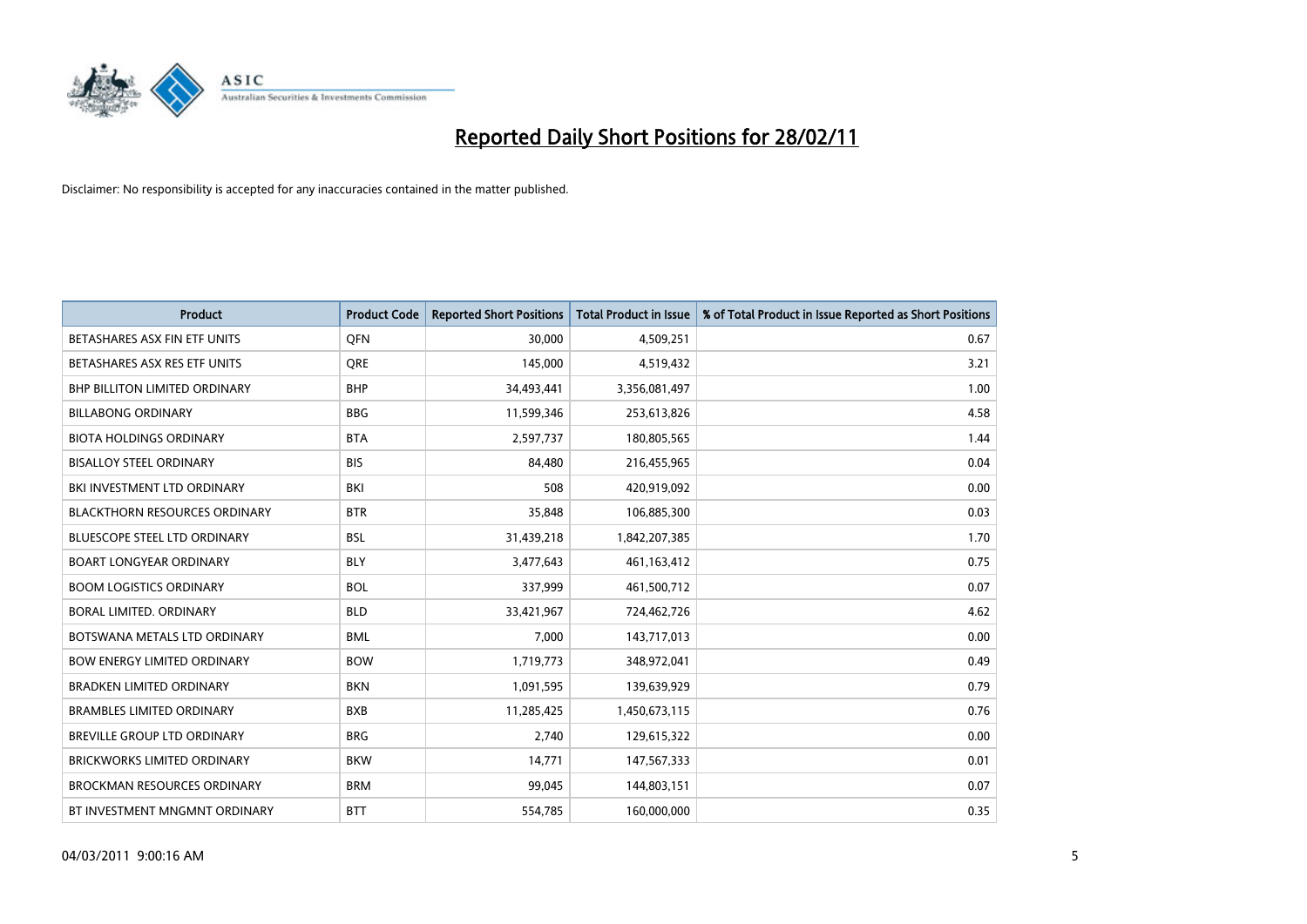# Reported Daily Short Positions for 28/02/11

Disclaimer: No responsibility is accepted for any inaccuracies contained in the matter published.

| Product | Product Code | Reported Short Positions | Total Product in Issue | % of Total Product in Issue Reported as Short Positions |
| --- | --- | --- | --- | --- |
| BETASHARES ASX FIN ETF UNITS | QFN | 30,000 | 4,509,251 | 0.67 |
| BETASHARES ASX RES ETF UNITS | QRE | 145,000 | 4,519,432 | 3.21 |
| BHP BILLITON LIMITED ORDINARY | BHP | 34,493,441 | 3,356,081,497 | 1.00 |
| BILLABONG ORDINARY | BBG | 11,599,346 | 253,613,826 | 4.58 |
| BIOTA HOLDINGS ORDINARY | BTA | 2,597,737 | 180,805,565 | 1.44 |
| BISALLOY STEEL ORDINARY | BIS | 84,480 | 216,455,965 | 0.04 |
| BKI INVESTMENT LTD ORDINARY | BKI | 508 | 420,919,092 | 0.00 |
| BLACKTHORN RESOURCES ORDINARY | BTR | 35,848 | 106,885,300 | 0.03 |
| BLUESCOPE STEEL LTD ORDINARY | BSL | 31,439,218 | 1,842,207,385 | 1.70 |
| BOART LONGYEAR ORDINARY | BLY | 3,477,643 | 461,163,412 | 0.75 |
| BOOM LOGISTICS ORDINARY | BOL | 337,999 | 461,500,712 | 0.07 |
| BORAL LIMITED. ORDINARY | BLD | 33,421,967 | 724,462,726 | 4.62 |
| BOTSWANA METALS LTD ORDINARY | BML | 7,000 | 143,717,013 | 0.00 |
| BOW ENERGY LIMITED ORDINARY | BOW | 1,719,773 | 348,972,041 | 0.49 |
| BRADKEN LIMITED ORDINARY | BKN | 1,091,595 | 139,639,929 | 0.79 |
| BRAMBLES LIMITED ORDINARY | BXB | 11,285,425 | 1,450,673,115 | 0.76 |
| BREVILLE GROUP LTD ORDINARY | BRG | 2,740 | 129,615,322 | 0.00 |
| BRICKWORKS LIMITED ORDINARY | BKW | 14,771 | 147,567,333 | 0.01 |
| BROCKMAN RESOURCES ORDINARY | BRM | 99,045 | 144,803,151 | 0.07 |
| BT INVESTMENT MNGMNT ORDINARY | BTT | 554,785 | 160,000,000 | 0.35 |

04/03/2011 9:00:16 AM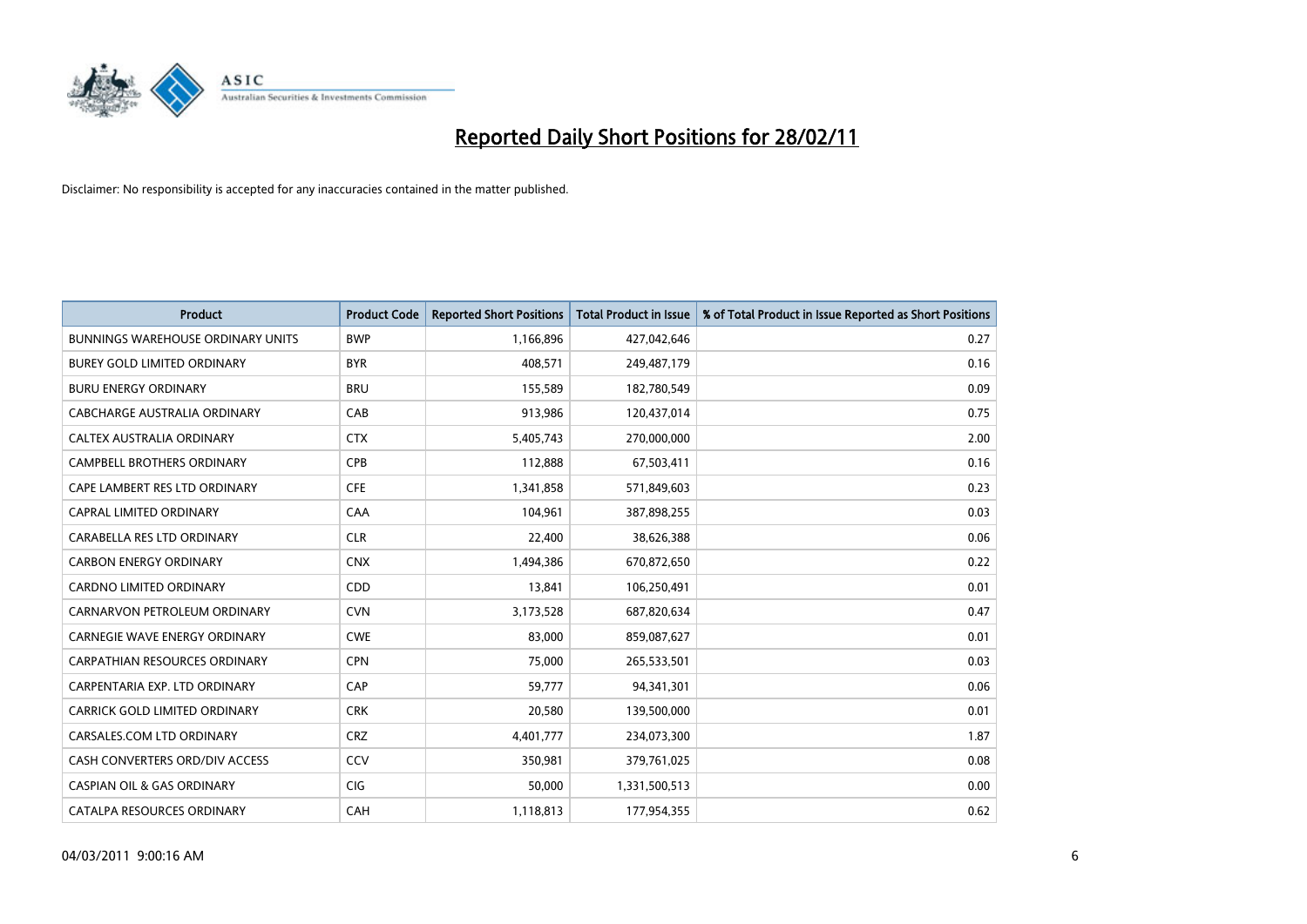# Reported Daily Short Positions for 28/02/11

Disclaimer: No responsibility is accepted for any inaccuracies contained in the matter published.

| Product | Product Code | Reported Short Positions | Total Product in Issue | % of Total Product in Issue Reported as Short Positions |
|---|---|---|---|---|
| BUNNINGS WAREHOUSE ORDINARY UNITS | BWP | 1,166,896 | 427,042,646 | 0.27 |
| BUREY GOLD LIMITED ORDINARY | BYR | 408,571 | 249,487,179 | 0.16 |
| BURU ENERGY ORDINARY | BRU | 155,589 | 182,780,549 | 0.09 |
| CABCHARGE AUSTRALIA ORDINARY | CAB | 913,986 | 120,437,014 | 0.75 |
| CALTEX AUSTRALIA ORDINARY | CTX | 5,405,743 | 270,000,000 | 2.00 |
| CAMPBELL BROTHERS ORDINARY | CPB | 112,888 | 67,503,411 | 0.16 |
| CAPE LAMBERT RES LTD ORDINARY | CFE | 1,341,858 | 571,849,603 | 0.23 |
| CAPRAL LIMITED ORDINARY | CAA | 104,961 | 387,898,255 | 0.03 |
| CARABELLA RES LTD ORDINARY | CLR | 22,400 | 38,626,388 | 0.06 |
| CARBON ENERGY ORDINARY | CNX | 1,494,386 | 670,872,650 | 0.22 |
| CARDNO LIMITED ORDINARY | CDD | 13,841 | 106,250,491 | 0.01 |
| CARNARVON PETROLEUM ORDINARY | CVN | 3,173,528 | 687,820,634 | 0.47 |
| CARNEGIE WAVE ENERGY ORDINARY | CWE | 83,000 | 859,087,627 | 0.01 |
| CARPATHIAN RESOURCES ORDINARY | CPN | 75,000 | 265,533,501 | 0.03 |
| CARPENTARIA EXP. LTD ORDINARY | CAP | 59,777 | 94,341,301 | 0.06 |
| CARRICK GOLD LIMITED ORDINARY | CRK | 20,580 | 139,500,000 | 0.01 |
| CARSALES.COM LTD ORDINARY | CRZ | 4,401,777 | 234,073,300 | 1.87 |
| CASH CONVERTERS ORD/DIV ACCESS | CCV | 350,981 | 379,761,025 | 0.08 |
| CASPIAN OIL & GAS ORDINARY | CIG | 50,000 | 1,331,500,513 | 0.00 |
| CATALPA RESOURCES ORDINARY | CAH | 1,118,813 | 177,954,355 | 0.62 |

04/03/2011 9:00:16 AM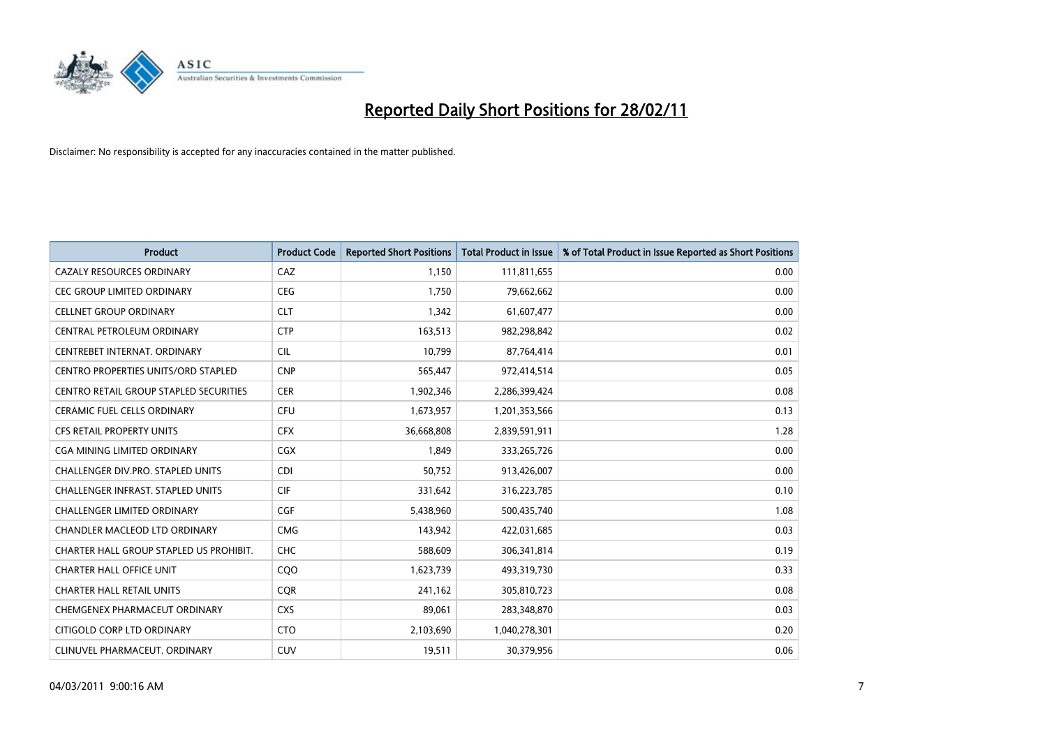# Reported Daily Short Positions for 28/02/11

Disclaimer: No responsibility is accepted for any inaccuracies contained in the matter published.

| Product | Product Code | Reported Short Positions | Total Product in Issue | % of Total Product in Issue Reported as Short Positions |
|---|---|---|---|---|
| CAZALY RESOURCES ORDINARY | CAZ | 1,150 | 111,811,655 | 0.00 |
| CEC GROUP LIMITED ORDINARY | CEG | 1,750 | 79,662,662 | 0.00 |
| CELLNET GROUP ORDINARY | CLT | 1,342 | 61,607,477 | 0.00 |
| CENTRAL PETROLEUM ORDINARY | CTP | 163,513 | 982,298,842 | 0.02 |
| CENTREBET INTERNAT. ORDINARY | CIL | 10,799 | 87,764,414 | 0.01 |
| CENTRO PROPERTIES UNITS/ORD STAPLED | CNP | 565,447 | 972,414,514 | 0.05 |
| CENTRO RETAIL GROUP STAPLED SECURITIES | CER | 1,902,346 | 2,286,399,424 | 0.08 |
| CERAMIC FUEL CELLS ORDINARY | CFU | 1,673,957 | 1,201,353,566 | 0.13 |
| CFS RETAIL PROPERTY UNITS | CFX | 36,668,808 | 2,839,591,911 | 1.28 |
| CGA MINING LIMITED ORDINARY | CGX | 1,849 | 333,265,726 | 0.00 |
| CHALLENGER DIV.PRO. STAPLED UNITS | CDI | 50,752 | 913,426,007 | 0.00 |
| CHALLENGER INFRAST. STAPLED UNITS | CIF | 331,642 | 316,223,785 | 0.10 |
| CHALLENGER LIMITED ORDINARY | CGF | 5,438,960 | 500,435,740 | 1.08 |
| CHANDLER MACLEOD LTD ORDINARY | CMG | 143,942 | 422,031,685 | 0.03 |
| CHARTER HALL GROUP STAPLED US PROHIBIT. | CHC | 588,609 | 306,341,814 | 0.19 |
| CHARTER HALL OFFICE UNIT | CQO | 1,623,739 | 493,319,730 | 0.33 |
| CHARTER HALL RETAIL UNITS | CQR | 241,162 | 305,810,723 | 0.08 |
| CHEMGENEX PHARMACEUT ORDINARY | CXS | 89,061 | 283,348,870 | 0.03 |
| CITIGOLD CORP LTD ORDINARY | CTO | 2,103,690 | 1,040,278,301 | 0.20 |
| CLINUVEL PHARMACEUT. ORDINARY | CUV | 19,511 | 30,379,956 | 0.06 |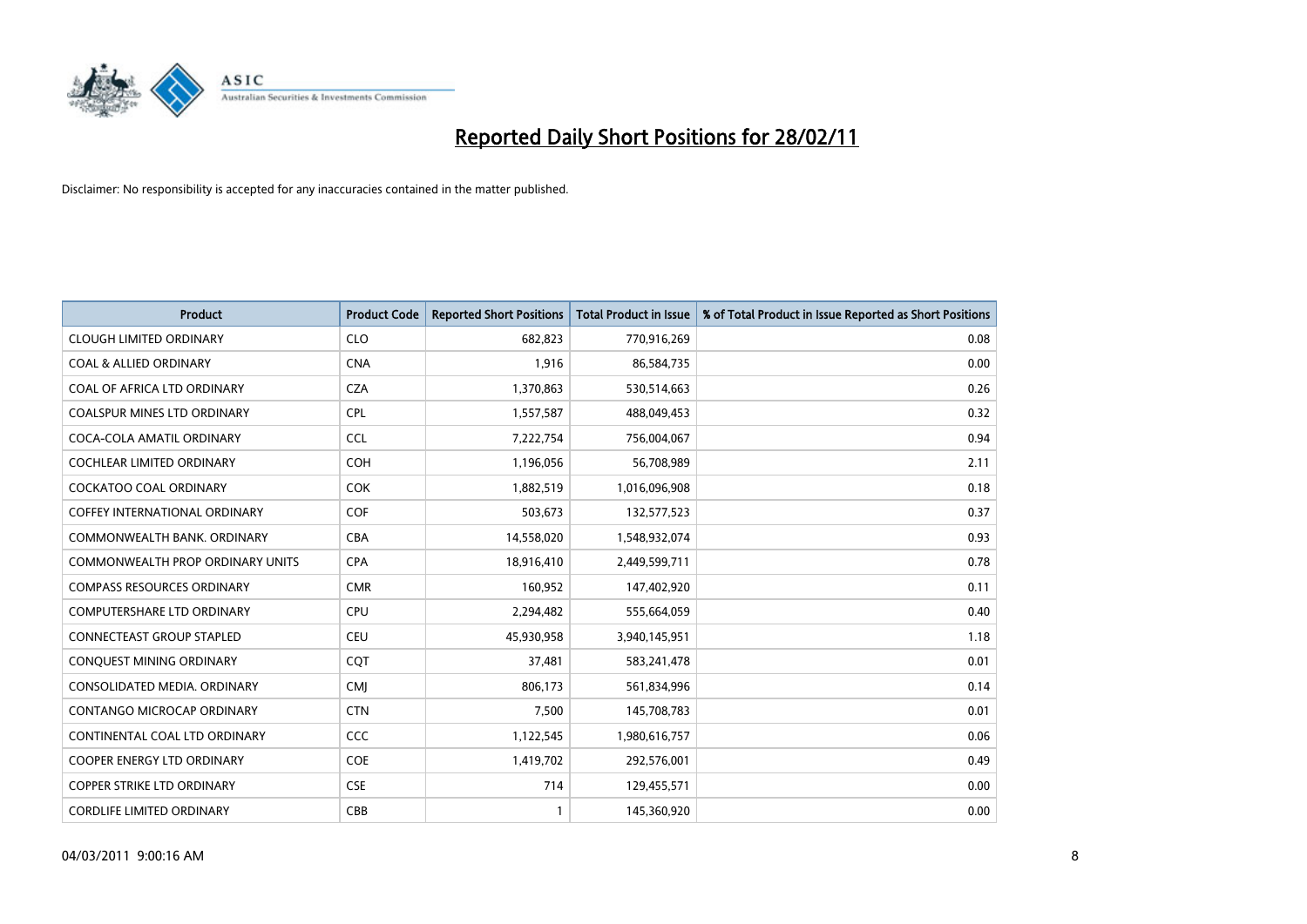# Reported Daily Short Positions for 28/02/11

Disclaimer: No responsibility is accepted for any inaccuracies contained in the matter published.

| Product | Product Code | Reported Short Positions | Total Product in Issue | % of Total Product in Issue Reported as Short Positions |
|---|---|---|---|---|
| CLOUGH LIMITED ORDINARY | CLO | 682,823 | 770,916,269 | 0.08 |
| COAL & ALLIED ORDINARY | CNA | 1,916 | 86,584,735 | 0.00 |
| COAL OF AFRICA LTD ORDINARY | CZA | 1,370,863 | 530,514,663 | 0.26 |
| COALSPUR MINES LTD ORDINARY | CPL | 1,557,587 | 488,049,453 | 0.32 |
| COCA-COLA AMATIL ORDINARY | CCL | 7,222,754 | 756,004,067 | 0.94 |
| COCHLEAR LIMITED ORDINARY | COH | 1,196,056 | 56,708,989 | 2.11 |
| COCKATOO COAL ORDINARY | COK | 1,882,519 | 1,016,096,908 | 0.18 |
| COFFEY INTERNATIONAL ORDINARY | COF | 503,673 | 132,577,523 | 0.37 |
| COMMONWEALTH BANK. ORDINARY | CBA | 14,558,020 | 1,548,932,074 | 0.93 |
| COMMONWEALTH PROP ORDINARY UNITS | CPA | 18,916,410 | 2,449,599,711 | 0.78 |
| COMPASS RESOURCES ORDINARY | CMR | 160,952 | 147,402,920 | 0.11 |
| COMPUTERSHARE LTD ORDINARY | CPU | 2,294,482 | 555,664,059 | 0.40 |
| CONNECTEAST GROUP STAPLED | CEU | 45,930,958 | 3,940,145,951 | 1.18 |
| CONQUEST MINING ORDINARY | CQT | 37,481 | 583,241,478 | 0.01 |
| CONSOLIDATED MEDIA. ORDINARY | CMJ | 806,173 | 561,834,996 | 0.14 |
| CONTANGO MICROCAP ORDINARY | CTN | 7,500 | 145,708,783 | 0.01 |
| CONTINENTAL COAL LTD ORDINARY | CCC | 1,122,545 | 1,980,616,757 | 0.06 |
| COOPER ENERGY LTD ORDINARY | COE | 1,419,702 | 292,576,001 | 0.49 |
| COPPER STRIKE LTD ORDINARY | CSE | 714 | 129,455,571 | 0.00 |
| CORDLIFE LIMITED ORDINARY | CBB | 1 | 145,360,920 | 0.00 |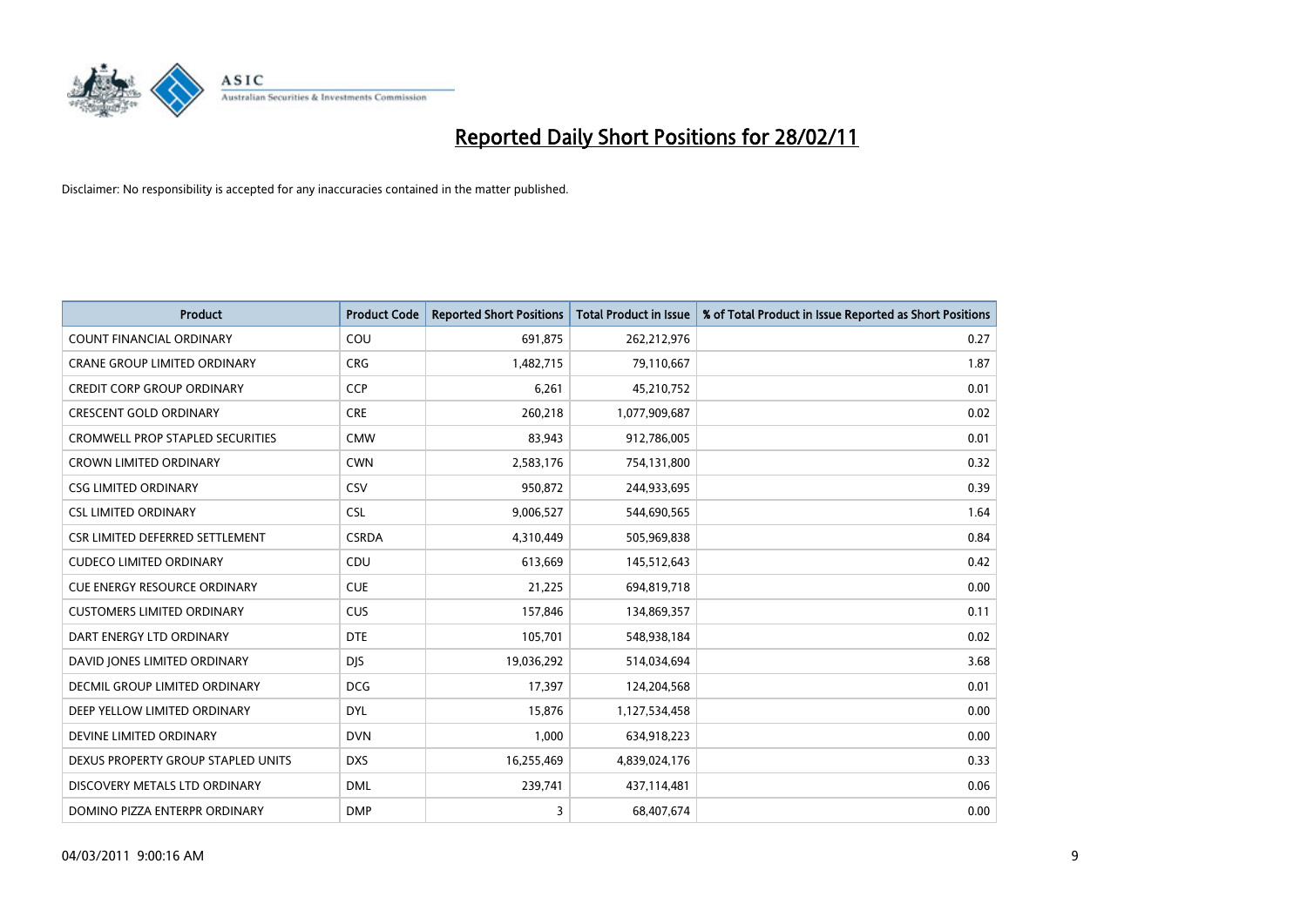# Reported Daily Short Positions for 28/02/11

Disclaimer: No responsibility is accepted for any inaccuracies contained in the matter published.

| Product | Product Code | Reported Short Positions | Total Product in Issue | % of Total Product in Issue Reported as Short Positions |
|---|---|---|---|---|
| COUNT FINANCIAL ORDINARY | COU | 691,875 | 262,212,976 | 0.27 |
| CRANE GROUP LIMITED ORDINARY | CRG | 1,482,715 | 79,110,667 | 1.87 |
| CREDIT CORP GROUP ORDINARY | CCP | 6,261 | 45,210,752 | 0.01 |
| CRESCENT GOLD ORDINARY | CRE | 260,218 | 1,077,909,687 | 0.02 |
| CROMWELL PROP STAPLED SECURITIES | CMW | 83,943 | 912,786,005 | 0.01 |
| CROWN LIMITED ORDINARY | CWN | 2,583,176 | 754,131,800 | 0.32 |
| CSG LIMITED ORDINARY | CSV | 950,872 | 244,933,695 | 0.39 |
| CSL LIMITED ORDINARY | CSL | 9,006,527 | 544,690,565 | 1.64 |
| CSR LIMITED DEFERRED SETTLEMENT | CSRDA | 4,310,449 | 505,969,838 | 0.84 |
| CUDECO LIMITED ORDINARY | CDU | 613,669 | 145,512,643 | 0.42 |
| CUE ENERGY RESOURCE ORDINARY | CUE | 21,225 | 694,819,718 | 0.00 |
| CUSTOMERS LIMITED ORDINARY | CUS | 157,846 | 134,869,357 | 0.11 |
| DART ENERGY LTD ORDINARY | DTE | 105,701 | 548,938,184 | 0.02 |
| DAVID JONES LIMITED ORDINARY | DJS | 19,036,292 | 514,034,694 | 3.68 |
| DECMIL GROUP LIMITED ORDINARY | DCG | 17,397 | 124,204,568 | 0.01 |
| DEEP YELLOW LIMITED ORDINARY | DYL | 15,876 | 1,127,534,458 | 0.00 |
| DEVINE LIMITED ORDINARY | DVN | 1,000 | 634,918,223 | 0.00 |
| DEXUS PROPERTY GROUP STAPLED UNITS | DXS | 16,255,469 | 4,839,024,176 | 0.33 |
| DISCOVERY METALS LTD ORDINARY | DML | 239,741 | 437,114,481 | 0.06 |
| DOMINO PIZZA ENTERPR ORDINARY | DMP | 3 | 68,407,674 | 0.00 |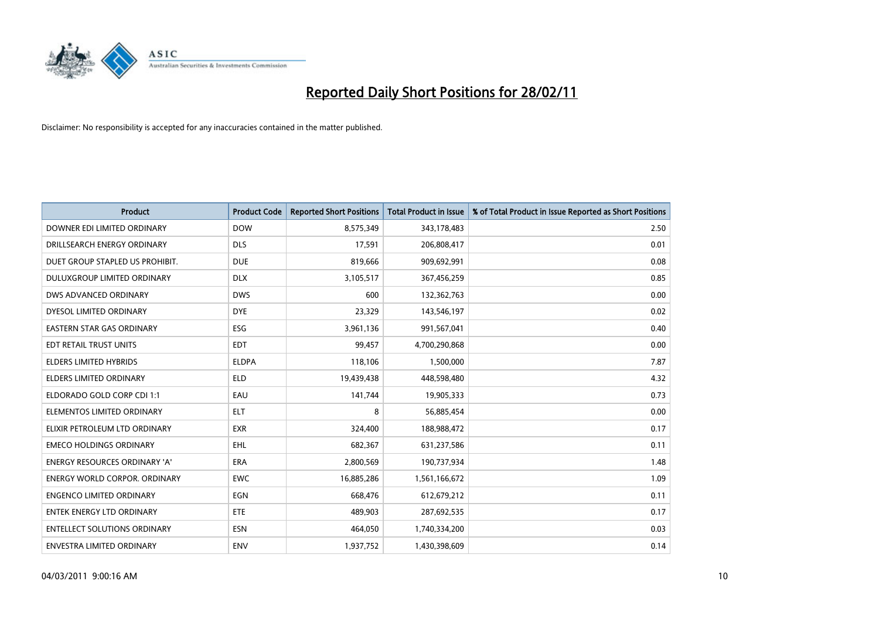# Reported Daily Short Positions for 28/02/11

Disclaimer: No responsibility is accepted for any inaccuracies contained in the matter published.

| Product | Product Code | Reported Short Positions | Total Product in Issue | % of Total Product in Issue Reported as Short Positions |
|---|---|---|---|---|
| DOWNER EDI LIMITED ORDINARY | DOW | 8,575,349 | 343,178,483 | 2.50 |
| DRILLSEARCH ENERGY ORDINARY | DLS | 17,591 | 206,808,417 | 0.01 |
| DUET GROUP STAPLED US PROHIBIT. | DUE | 819,666 | 909,692,991 | 0.08 |
| DULUXGROUP LIMITED ORDINARY | DLX | 3,105,517 | 367,456,259 | 0.85 |
| DWS ADVANCED ORDINARY | DWS | 600 | 132,362,763 | 0.00 |
| DYESOL LIMITED ORDINARY | DYE | 23,329 | 143,546,197 | 0.02 |
| EASTERN STAR GAS ORDINARY | ESG | 3,961,136 | 991,567,041 | 0.40 |
| EDT RETAIL TRUST UNITS | EDT | 99,457 | 4,700,290,868 | 0.00 |
| ELDERS LIMITED HYBRIDS | ELDPA | 118,106 | 1,500,000 | 7.87 |
| ELDERS LIMITED ORDINARY | ELD | 19,439,438 | 448,598,480 | 4.32 |
| ELDORADO GOLD CORP CDI 1:1 | EAU | 141,744 | 19,905,333 | 0.73 |
| ELEMENTOS LIMITED ORDINARY | ELT | 8 | 56,885,454 | 0.00 |
| ELIXIR PETROLEUM LTD ORDINARY | EXR | 324,400 | 188,988,472 | 0.17 |
| EMECO HOLDINGS ORDINARY | EHL | 682,367 | 631,237,586 | 0.11 |
| ENERGY RESOURCES ORDINARY 'A' | ERA | 2,800,569 | 190,737,934 | 1.48 |
| ENERGY WORLD CORPOR. ORDINARY | EWC | 16,885,286 | 1,561,166,672 | 1.09 |
| ENGENCO LIMITED ORDINARY | EGN | 668,476 | 612,679,212 | 0.11 |
| ENTEK ENERGY LTD ORDINARY | ETE | 489,903 | 287,692,535 | 0.17 |
| ENTELLECT SOLUTIONS ORDINARY | ESN | 464,050 | 1,740,334,200 | 0.03 |
| ENVESTRA LIMITED ORDINARY | ENV | 1,937,752 | 1,430,398,609 | 0.14 |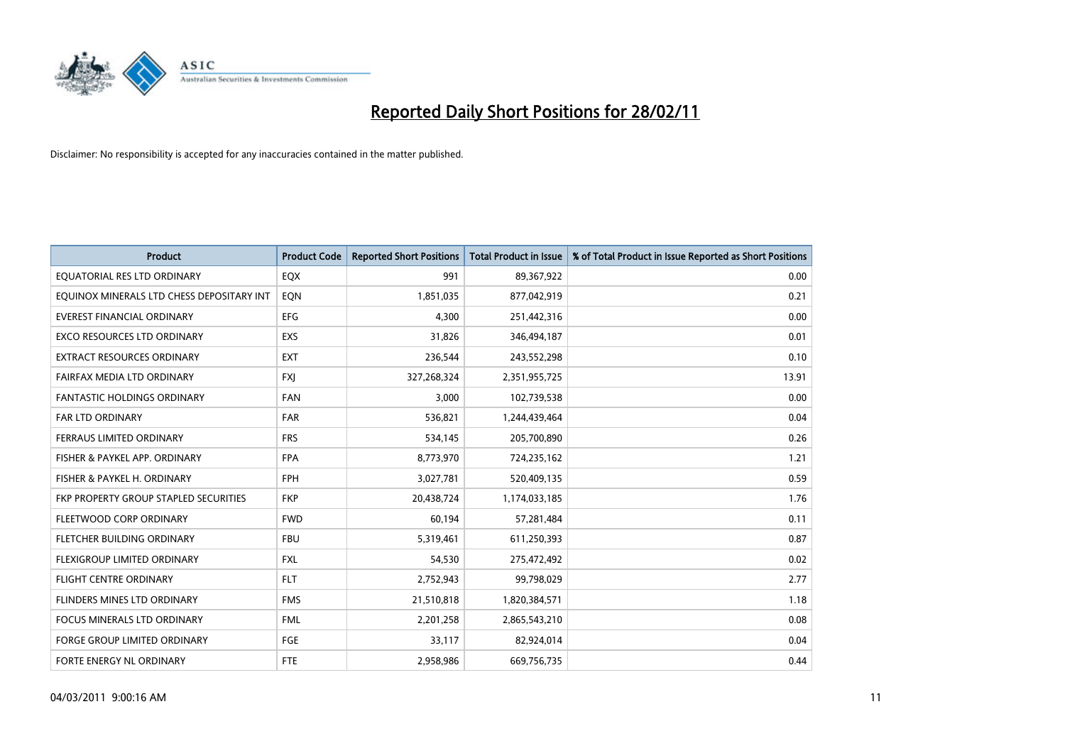# Reported Daily Short Positions for 28/02/11

Disclaimer: No responsibility is accepted for any inaccuracies contained in the matter published.

| Product | Product Code | Reported Short Positions | Total Product in Issue | % of Total Product in Issue Reported as Short Positions |
|---|---|---|---|---|
| EQUATORIAL RES LTD ORDINARY | EQX | 991 | 89,367,922 | 0.00 |
| EQUINOX MINERALS LTD CHESS DEPOSITARY INT | EQN | 1,851,035 | 877,042,919 | 0.21 |
| EVEREST FINANCIAL ORDINARY | EFG | 4,300 | 251,442,316 | 0.00 |
| EXCO RESOURCES LTD ORDINARY | EXS | 31,826 | 346,494,187 | 0.01 |
| EXTRACT RESOURCES ORDINARY | EXT | 236,544 | 243,552,298 | 0.10 |
| FAIRFAX MEDIA LTD ORDINARY | FXJ | 327,268,324 | 2,351,955,725 | 13.91 |
| FANTASTIC HOLDINGS ORDINARY | FAN | 3,000 | 102,739,538 | 0.00 |
| FAR LTD ORDINARY | FAR | 536,821 | 1,244,439,464 | 0.04 |
| FERRAUS LIMITED ORDINARY | FRS | 534,145 | 205,700,890 | 0.26 |
| FISHER & PAYKEL APP. ORDINARY | FPA | 8,773,970 | 724,235,162 | 1.21 |
| FISHER & PAYKEL H. ORDINARY | FPH | 3,027,781 | 520,409,135 | 0.59 |
| FKP PROPERTY GROUP STAPLED SECURITIES | FKP | 20,438,724 | 1,174,033,185 | 1.76 |
| FLEETWOOD CORP ORDINARY | FWD | 60,194 | 57,281,484 | 0.11 |
| FLETCHER BUILDING ORDINARY | FBU | 5,319,461 | 611,250,393 | 0.87 |
| FLEXIGROUP LIMITED ORDINARY | FXL | 54,530 | 275,472,492 | 0.02 |
| FLIGHT CENTRE ORDINARY | FLT | 2,752,943 | 99,798,029 | 2.77 |
| FLINDERS MINES LTD ORDINARY | FMS | 21,510,818 | 1,820,384,571 | 1.18 |
| FOCUS MINERALS LTD ORDINARY | FML | 2,201,258 | 2,865,543,210 | 0.08 |
| FORGE GROUP LIMITED ORDINARY | FGE | 33,117 | 82,924,014 | 0.04 |
| FORTE ENERGY NL ORDINARY | FTE | 2,958,986 | 669,756,735 | 0.44 |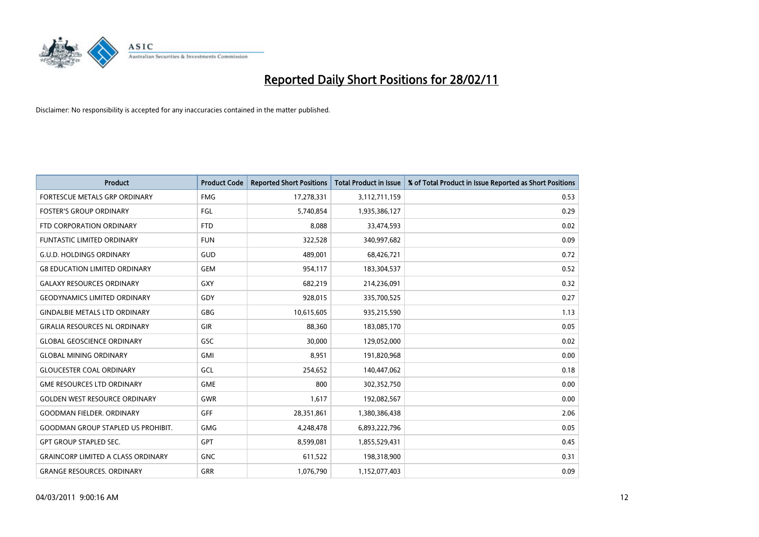# Reported Daily Short Positions for 28/02/11

Disclaimer: No responsibility is accepted for any inaccuracies contained in the matter published.

| Product | Product Code | Reported Short Positions | Total Product in Issue | % of Total Product in Issue Reported as Short Positions |
|---|---|---|---|---|
| FORTESCUE METALS GRP ORDINARY | FMG | 17,278,331 | 3,112,711,159 | 0.53 |
| FOSTER'S GROUP ORDINARY | FGL | 5,740,854 | 1,935,386,127 | 0.29 |
| FTD CORPORATION ORDINARY | FTD | 8,088 | 33,474,593 | 0.02 |
| FUNTASTIC LIMITED ORDINARY | FUN | 322,528 | 340,997,682 | 0.09 |
| G.U.D. HOLDINGS ORDINARY | GUD | 489,001 | 68,426,721 | 0.72 |
| G8 EDUCATION LIMITED ORDINARY | GEM | 954,117 | 183,304,537 | 0.52 |
| GALAXY RESOURCES ORDINARY | GXY | 682,219 | 214,236,091 | 0.32 |
| GEODYNAMICS LIMITED ORDINARY | GDY | 928,015 | 335,700,525 | 0.27 |
| GINDALBIE METALS LTD ORDINARY | GBG | 10,615,605 | 935,215,590 | 1.13 |
| GIRALIA RESOURCES NL ORDINARY | GIR | 88,360 | 183,085,170 | 0.05 |
| GLOBAL GEOSCIENCE ORDINARY | GSC | 30,000 | 129,052,000 | 0.02 |
| GLOBAL MINING ORDINARY | GMI | 8,951 | 191,820,968 | 0.00 |
| GLOUCESTER COAL ORDINARY | GCL | 254,652 | 140,447,062 | 0.18 |
| GME RESOURCES LTD ORDINARY | GME | 800 | 302,352,750 | 0.00 |
| GOLDEN WEST RESOURCE ORDINARY | GWR | 1,617 | 192,082,567 | 0.00 |
| GOODMAN FIELDER. ORDINARY | GFF | 28,351,861 | 1,380,386,438 | 2.06 |
| GOODMAN GROUP STAPLED US PROHIBIT. | GMG | 4,248,478 | 6,893,222,796 | 0.05 |
| GPT GROUP STAPLED SEC. | GPT | 8,599,081 | 1,855,529,431 | 0.45 |
| GRAINCORP LIMITED A CLASS ORDINARY | GNC | 611,522 | 198,318,900 | 0.31 |
| GRANGE RESOURCES. ORDINARY | GRR | 1,076,790 | 1,152,077,403 | 0.09 |

04/03/2011 9:00:16 AM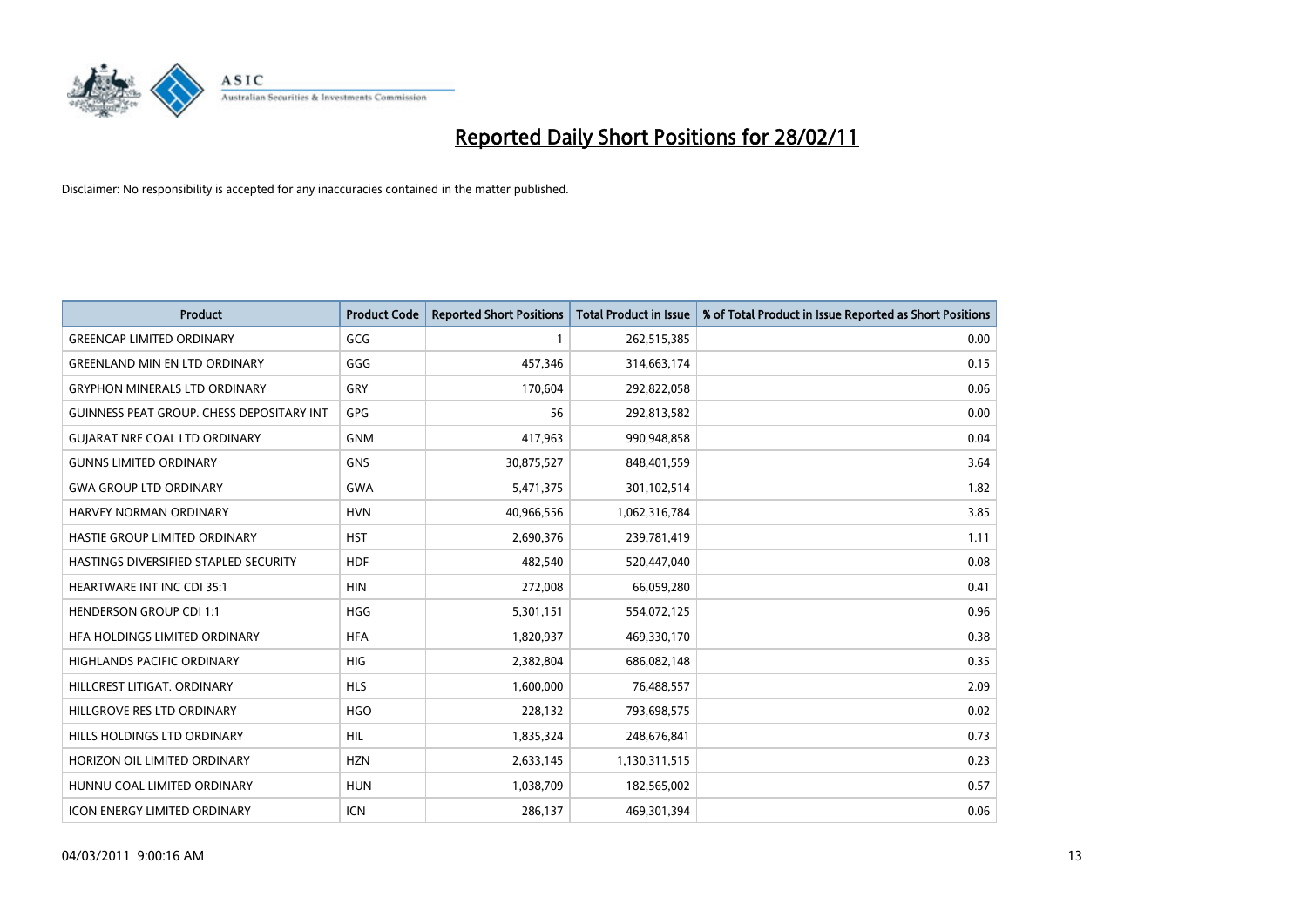# Reported Daily Short Positions for 28/02/11

Disclaimer: No responsibility is accepted for any inaccuracies contained in the matter published.

| Product | Product Code | Reported Short Positions | Total Product in Issue | % of Total Product in Issue Reported as Short Positions |
|---|---|---|---|---|
| GREENCAP LIMITED ORDINARY | GCG | 1 | 262,515,385 | 0.00 |
| GREENLAND MIN EN LTD ORDINARY | GGG | 457,346 | 314,663,174 | 0.15 |
| GRYPHON MINERALS LTD ORDINARY | GRY | 170,604 | 292,822,058 | 0.06 |
| GUINNESS PEAT GROUP. CHESS DEPOSITARY INT | GPG | 56 | 292,813,582 | 0.00 |
| GUJARAT NRE COAL LTD ORDINARY | GNM | 417,963 | 990,948,858 | 0.04 |
| GUNNS LIMITED ORDINARY | GNS | 30,875,527 | 848,401,559 | 3.64 |
| GWA GROUP LTD ORDINARY | GWA | 5,471,375 | 301,102,514 | 1.82 |
| HARVEY NORMAN ORDINARY | HVN | 40,966,556 | 1,062,316,784 | 3.85 |
| HASTIE GROUP LIMITED ORDINARY | HST | 2,690,376 | 239,781,419 | 1.11 |
| HASTINGS DIVERSIFIED STAPLED SECURITY | HDF | 482,540 | 520,447,040 | 0.08 |
| HEARTWARE INT INC CDI 35:1 | HIN | 272,008 | 66,059,280 | 0.41 |
| HENDERSON GROUP CDI 1:1 | HGG | 5,301,151 | 554,072,125 | 0.96 |
| HFA HOLDINGS LIMITED ORDINARY | HFA | 1,820,937 | 469,330,170 | 0.38 |
| HIGHLANDS PACIFIC ORDINARY | HIG | 2,382,804 | 686,082,148 | 0.35 |
| HILLCREST LITIGAT. ORDINARY | HLS | 1,600,000 | 76,488,557 | 2.09 |
| HILLGROVE RES LTD ORDINARY | HGO | 228,132 | 793,698,575 | 0.02 |
| HILLS HOLDINGS LTD ORDINARY | HIL | 1,835,324 | 248,676,841 | 0.73 |
| HORIZON OIL LIMITED ORDINARY | HZN | 2,633,145 | 1,130,311,515 | 0.23 |
| HUNNU COAL LIMITED ORDINARY | HUN | 1,038,709 | 182,565,002 | 0.57 |
| ICON ENERGY LIMITED ORDINARY | ICN | 286,137 | 469,301,394 | 0.06 |

04/03/2011 9:00:16 AM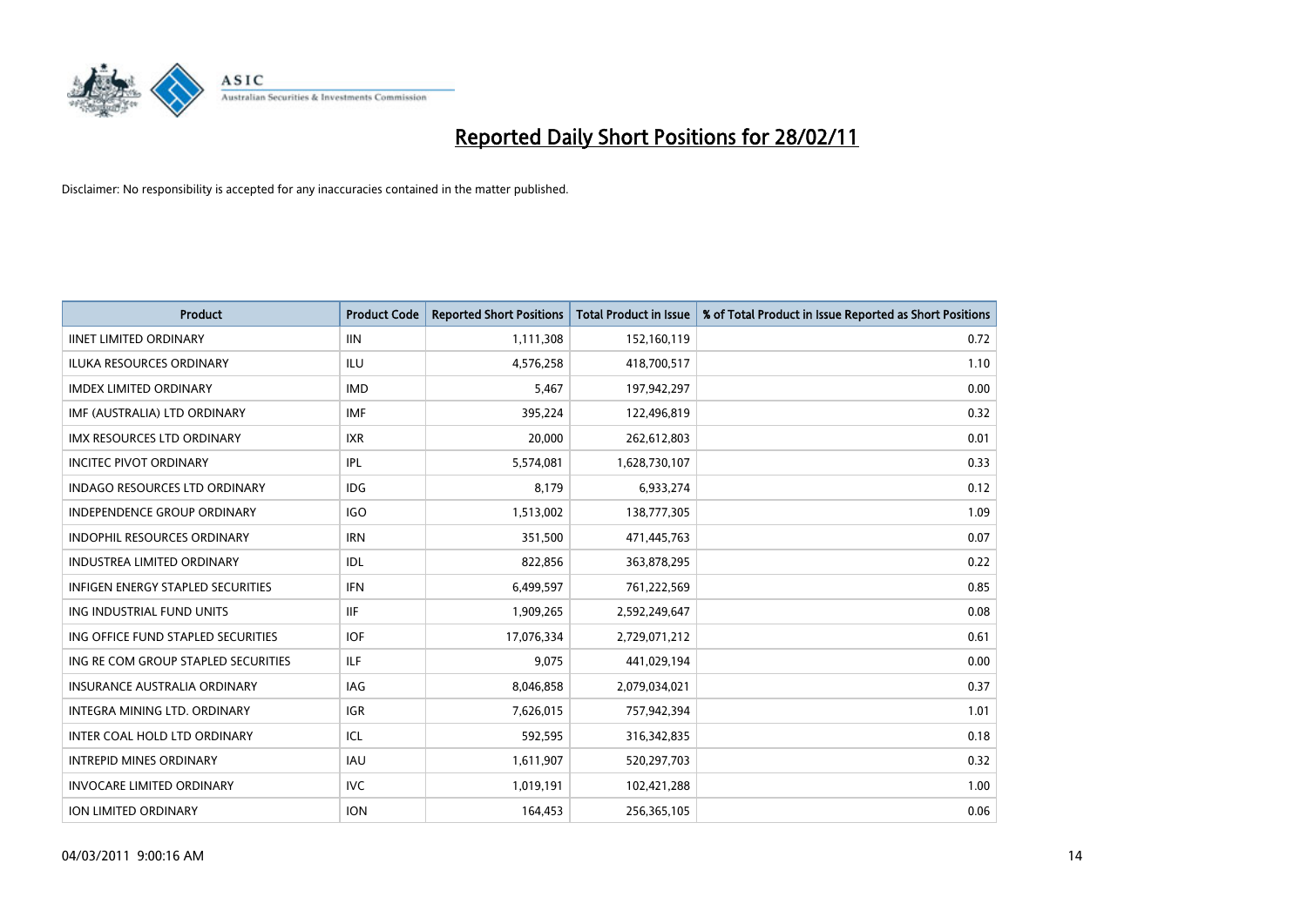# Reported Daily Short Positions for 28/02/11

Disclaimer: No responsibility is accepted for any inaccuracies contained in the matter published.

| Product | Product Code | Reported Short Positions | Total Product in Issue | % of Total Product in Issue Reported as Short Positions |
|---|---|---|---|---|
| IINET LIMITED ORDINARY | IIN | 1,111,308 | 152,160,119 | 0.72 |
| ILUKA RESOURCES ORDINARY | ILU | 4,576,258 | 418,700,517 | 1.10 |
| IMDEX LIMITED ORDINARY | IMD | 5,467 | 197,942,297 | 0.00 |
| IMF (AUSTRALIA) LTD ORDINARY | IMF | 395,224 | 122,496,819 | 0.32 |
| IMX RESOURCES LTD ORDINARY | IXR | 20,000 | 262,612,803 | 0.01 |
| INCITEC PIVOT ORDINARY | IPL | 5,574,081 | 1,628,730,107 | 0.33 |
| INDAGO RESOURCES LTD ORDINARY | IDG | 8,179 | 6,933,274 | 0.12 |
| INDEPENDENCE GROUP ORDINARY | IGO | 1,513,002 | 138,777,305 | 1.09 |
| INDOPHIL RESOURCES ORDINARY | IRN | 351,500 | 471,445,763 | 0.07 |
| INDUSTREA LIMITED ORDINARY | IDL | 822,856 | 363,878,295 | 0.22 |
| INFIGEN ENERGY STAPLED SECURITIES | IFN | 6,499,597 | 761,222,569 | 0.85 |
| ING INDUSTRIAL FUND UNITS | IIF | 1,909,265 | 2,592,249,647 | 0.08 |
| ING OFFICE FUND STAPLED SECURITIES | IOF | 17,076,334 | 2,729,071,212 | 0.61 |
| ING RE COM GROUP STAPLED SECURITIES | ILF | 9,075 | 441,029,194 | 0.00 |
| INSURANCE AUSTRALIA ORDINARY | IAG | 8,046,858 | 2,079,034,021 | 0.37 |
| INTEGRA MINING LTD. ORDINARY | IGR | 7,626,015 | 757,942,394 | 1.01 |
| INTER COAL HOLD LTD ORDINARY | ICL | 592,595 | 316,342,835 | 0.18 |
| INTREPID MINES ORDINARY | IAU | 1,611,907 | 520,297,703 | 0.32 |
| INVOCARE LIMITED ORDINARY | IVC | 1,019,191 | 102,421,288 | 1.00 |
| ION LIMITED ORDINARY | ION | 164,453 | 256,365,105 | 0.06 |

04/03/2011 9:00:16 AM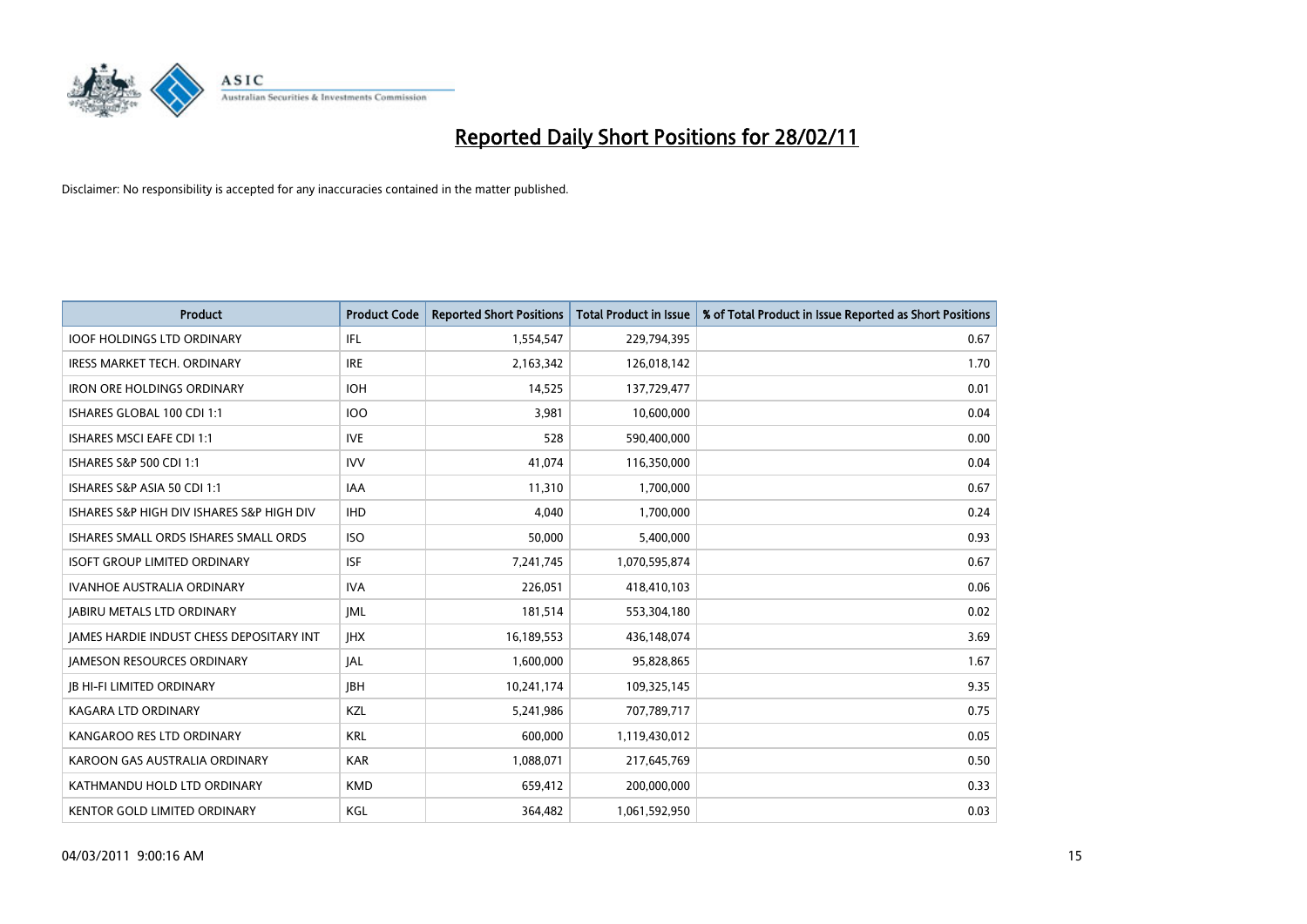# Reported Daily Short Positions for 28/02/11

Disclaimer: No responsibility is accepted for any inaccuracies contained in the matter published.

| Product | Product Code | Reported Short Positions | Total Product in Issue | % of Total Product in Issue Reported as Short Positions |
|---|---|---|---|---|
| IOOF HOLDINGS LTD ORDINARY | IFL | 1,554,547 | 229,794,395 | 0.67 |
| IRESS MARKET TECH. ORDINARY | IRE | 2,163,342 | 126,018,142 | 1.70 |
| IRON ORE HOLDINGS ORDINARY | IOH | 14,525 | 137,729,477 | 0.01 |
| ISHARES GLOBAL 100 CDI 1:1 | IOO | 3,981 | 10,600,000 | 0.04 |
| ISHARES MSCI EAFE CDI 1:1 | IVE | 528 | 590,400,000 | 0.00 |
| ISHARES S&P 500 CDI 1:1 | IVV | 41,074 | 116,350,000 | 0.04 |
| ISHARES S&P ASIA 50 CDI 1:1 | IAA | 11,310 | 1,700,000 | 0.67 |
| ISHARES S&P HIGH DIV ISHARES S&P HIGH DIV | IHD | 4,040 | 1,700,000 | 0.24 |
| ISHARES SMALL ORDS ISHARES SMALL ORDS | ISO | 50,000 | 5,400,000 | 0.93 |
| ISOFT GROUP LIMITED ORDINARY | ISF | 7,241,745 | 1,070,595,874 | 0.67 |
| IVANHOE AUSTRALIA ORDINARY | IVA | 226,051 | 418,410,103 | 0.06 |
| JABIRU METALS LTD ORDINARY | JML | 181,514 | 553,304,180 | 0.02 |
| JAMES HARDIE INDUST CHESS DEPOSITARY INT | JHX | 16,189,553 | 436,148,074 | 3.69 |
| JAMESON RESOURCES ORDINARY | JAL | 1,600,000 | 95,828,865 | 1.67 |
| JB HI-FI LIMITED ORDINARY | JBH | 10,241,174 | 109,325,145 | 9.35 |
| KAGARA LTD ORDINARY | KZL | 5,241,986 | 707,789,717 | 0.75 |
| KANGAROO RES LTD ORDINARY | KRL | 600,000 | 1,119,430,012 | 0.05 |
| KAROON GAS AUSTRALIA ORDINARY | KAR | 1,088,071 | 217,645,769 | 0.50 |
| KATHMANDU HOLD LTD ORDINARY | KMD | 659,412 | 200,000,000 | 0.33 |
| KENTOR GOLD LIMITED ORDINARY | KGL | 364,482 | 1,061,592,950 | 0.03 |

04/03/2011 9:00:16 AM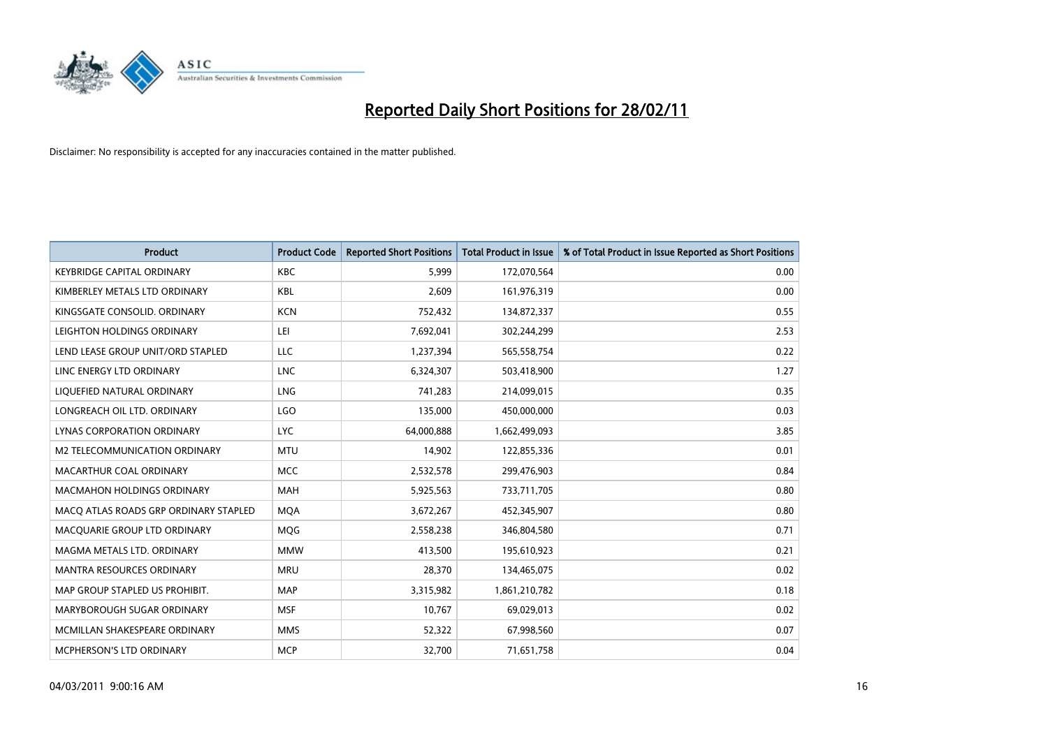# Reported Daily Short Positions for 28/02/11

Disclaimer: No responsibility is accepted for any inaccuracies contained in the matter published.

| Product | Product Code | Reported Short Positions | Total Product in Issue | % of Total Product in Issue Reported as Short Positions |
|---|---|---|---|---|
| KEYBRIDGE CAPITAL ORDINARY | KBC | 5,999 | 172,070,564 | 0.00 |
| KIMBERLEY METALS LTD ORDINARY | KBL | 2,609 | 161,976,319 | 0.00 |
| KINGSGATE CONSOLID. ORDINARY | KCN | 752,432 | 134,872,337 | 0.55 |
| LEIGHTON HOLDINGS ORDINARY | LEI | 7,692,041 | 302,244,299 | 2.53 |
| LEND LEASE GROUP UNIT/ORD STAPLED | LLC | 1,237,394 | 565,558,754 | 0.22 |
| LINC ENERGY LTD ORDINARY | LNC | 6,324,307 | 503,418,900 | 1.27 |
| LIQUEFIED NATURAL ORDINARY | LNG | 741,283 | 214,099,015 | 0.35 |
| LONGREACH OIL LTD. ORDINARY | LGO | 135,000 | 450,000,000 | 0.03 |
| LYNAS CORPORATION ORDINARY | LYC | 64,000,888 | 1,662,499,093 | 3.85 |
| M2 TELECOMMUNICATION ORDINARY | MTU | 14,902 | 122,855,336 | 0.01 |
| MACARTHUR COAL ORDINARY | MCC | 2,532,578 | 299,476,903 | 0.84 |
| MACMAHON HOLDINGS ORDINARY | MAH | 5,925,563 | 733,711,705 | 0.80 |
| MACQ ATLAS ROADS GRP ORDINARY STAPLED | MQA | 3,672,267 | 452,345,907 | 0.80 |
| MACQUARIE GROUP LTD ORDINARY | MQG | 2,558,238 | 346,804,580 | 0.71 |
| MAGMA METALS LTD. ORDINARY | MMW | 413,500 | 195,610,923 | 0.21 |
| MANTRA RESOURCES ORDINARY | MRU | 28,370 | 134,465,075 | 0.02 |
| MAP GROUP STAPLED US PROHIBIT. | MAP | 3,315,982 | 1,861,210,782 | 0.18 |
| MARYBOROUGH SUGAR ORDINARY | MSF | 10,767 | 69,029,013 | 0.02 |
| MCMILLAN SHAKESPEARE ORDINARY | MMS | 52,322 | 67,998,560 | 0.07 |
| MCPHERSON'S LTD ORDINARY | MCP | 32,700 | 71,651,758 | 0.04 |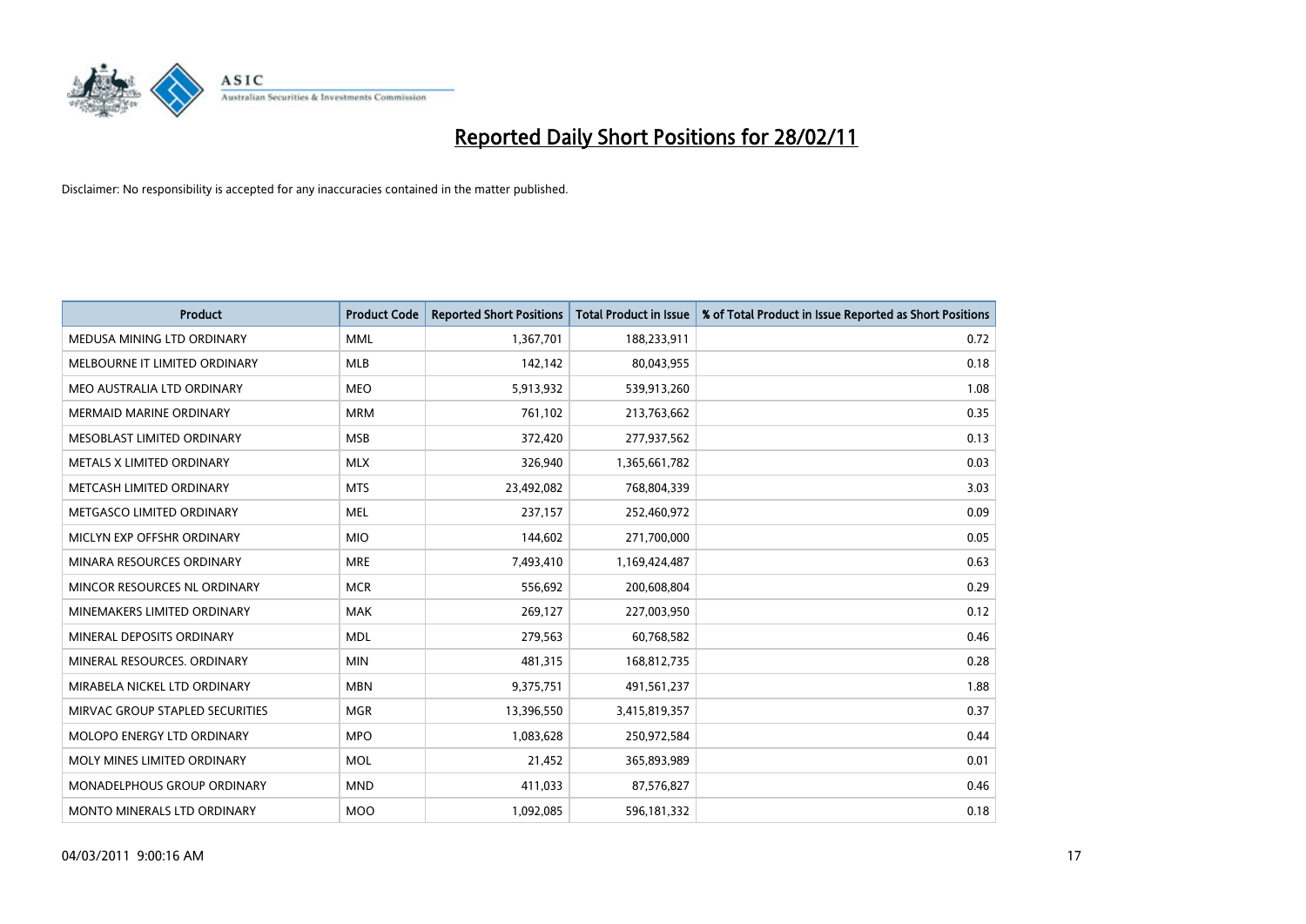# Reported Daily Short Positions for 28/02/11

Disclaimer: No responsibility is accepted for any inaccuracies contained in the matter published.

| Product | Product Code | Reported Short Positions | Total Product in Issue | % of Total Product in Issue Reported as Short Positions |
|---|---|---|---|---|
| MEDUSA MINING LTD ORDINARY | MML | 1,367,701 | 188,233,911 | 0.72 |
| MELBOURNE IT LIMITED ORDINARY | MLB | 142,142 | 80,043,955 | 0.18 |
| MEO AUSTRALIA LTD ORDINARY | MEO | 5,913,932 | 539,913,260 | 1.08 |
| MERMAID MARINE ORDINARY | MRM | 761,102 | 213,763,662 | 0.35 |
| MESOBLAST LIMITED ORDINARY | MSB | 372,420 | 277,937,562 | 0.13 |
| METALS X LIMITED ORDINARY | MLX | 326,940 | 1,365,661,782 | 0.03 |
| METCASH LIMITED ORDINARY | MTS | 23,492,082 | 768,804,339 | 3.03 |
| METGASCO LIMITED ORDINARY | MEL | 237,157 | 252,460,972 | 0.09 |
| MICLYN EXP OFFSHR ORDINARY | MIO | 144,602 | 271,700,000 | 0.05 |
| MINARA RESOURCES ORDINARY | MRE | 7,493,410 | 1,169,424,487 | 0.63 |
| MINCOR RESOURCES NL ORDINARY | MCR | 556,692 | 200,608,804 | 0.29 |
| MINEMAKERS LIMITED ORDINARY | MAK | 269,127 | 227,003,950 | 0.12 |
| MINERAL DEPOSITS ORDINARY | MDL | 279,563 | 60,768,582 | 0.46 |
| MINERAL RESOURCES. ORDINARY | MIN | 481,315 | 168,812,735 | 0.28 |
| MIRABELA NICKEL LTD ORDINARY | MBN | 9,375,751 | 491,561,237 | 1.88 |
| MIRVAC GROUP STAPLED SECURITIES | MGR | 13,396,550 | 3,415,819,357 | 0.37 |
| MOLOPO ENERGY LTD ORDINARY | MPO | 1,083,628 | 250,972,584 | 0.44 |
| MOLY MINES LIMITED ORDINARY | MOL | 21,452 | 365,893,989 | 0.01 |
| MONADELPHOUS GROUP ORDINARY | MND | 411,033 | 87,576,827 | 0.46 |
| MONTO MINERALS LTD ORDINARY | MOO | 1,092,085 | 596,181,332 | 0.18 |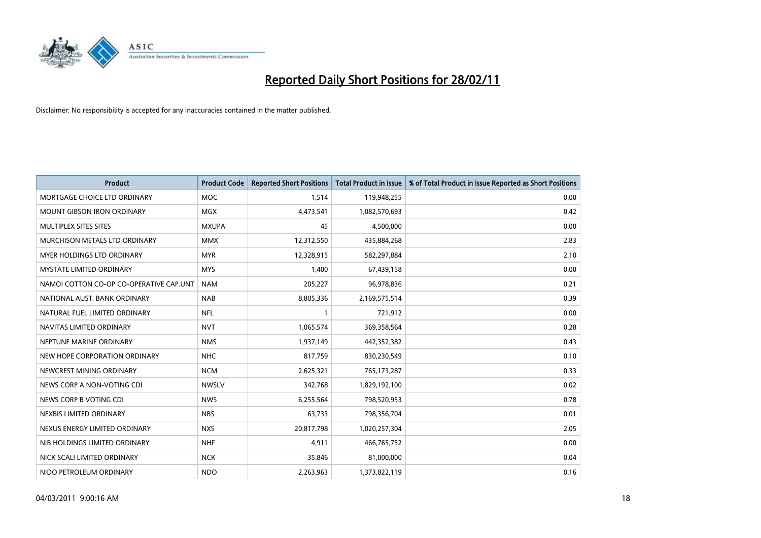# Reported Daily Short Positions for 28/02/11

Disclaimer: No responsibility is accepted for any inaccuracies contained in the matter published.

| Product | Product Code | Reported Short Positions | Total Product in Issue | % of Total Product in Issue Reported as Short Positions |
|---|---|---|---|---|
| MORTGAGE CHOICE LTD ORDINARY | MOC | 1,514 | 119,948,255 | 0.00 |
| MOUNT GIBSON IRON ORDINARY | MGX | 4,473,541 | 1,082,570,693 | 0.42 |
| MULTIPLEX SITES SITES | MXUPA | 45 | 4,500,000 | 0.00 |
| MURCHISON METALS LTD ORDINARY | MMX | 12,312,550 | 435,884,268 | 2.83 |
| MYER HOLDINGS LTD ORDINARY | MYR | 12,328,915 | 582,297,884 | 2.10 |
| MYSTATE LIMITED ORDINARY | MYS | 1,400 | 67,439,158 | 0.00 |
| NAMOI COTTON CO-OP CO-OPERATIVE CAP.UNT | NAM | 205,227 | 96,978,836 | 0.21 |
| NATIONAL AUST. BANK ORDINARY | NAB | 8,805,336 | 2,169,575,514 | 0.39 |
| NATURAL FUEL LIMITED ORDINARY | NFL | 1 | 721,912 | 0.00 |
| NAVITAS LIMITED ORDINARY | NVT | 1,065,574 | 369,358,564 | 0.28 |
| NEPTUNE MARINE ORDINARY | NMS | 1,937,149 | 442,352,382 | 0.43 |
| NEW HOPE CORPORATION ORDINARY | NHC | 817,759 | 830,230,549 | 0.10 |
| NEWCREST MINING ORDINARY | NCM | 2,625,321 | 765,173,287 | 0.33 |
| NEWS CORP A NON-VOTING CDI | NWSLV | 342,768 | 1,829,192,100 | 0.02 |
| NEWS CORP B VOTING CDI | NWS | 6,255,564 | 798,520,953 | 0.78 |
| NEXBIS LIMITED ORDINARY | NBS | 63,733 | 798,356,704 | 0.01 |
| NEXUS ENERGY LIMITED ORDINARY | NXS | 20,817,798 | 1,020,257,304 | 2.05 |
| NIB HOLDINGS LIMITED ORDINARY | NHF | 4,911 | 466,765,752 | 0.00 |
| NICK SCALI LIMITED ORDINARY | NCK | 35,846 | 81,000,000 | 0.04 |
| NIDO PETROLEUM ORDINARY | NDO | 2,263,963 | 1,373,822,119 | 0.16 |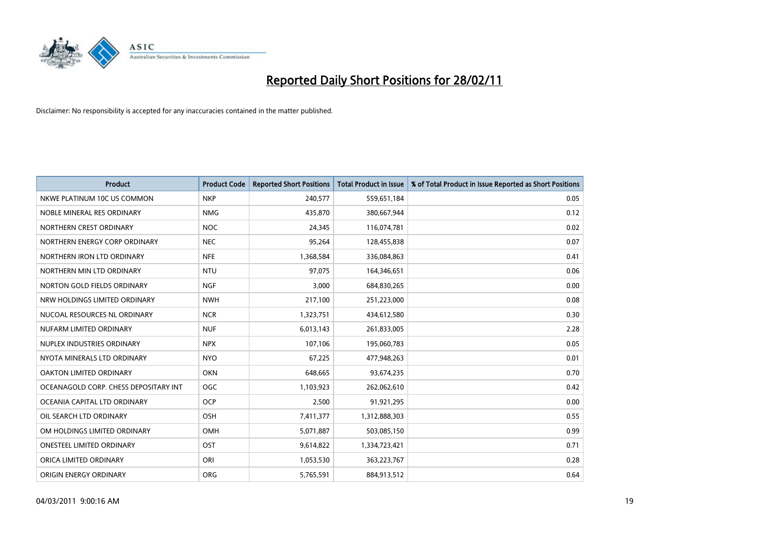# Reported Daily Short Positions for 28/02/11

Disclaimer: No responsibility is accepted for any inaccuracies contained in the matter published.

| Product | Product Code | Reported Short Positions | Total Product in Issue | % of Total Product in Issue Reported as Short Positions |
|---|---|---|---|---|
| NKWE PLATINUM 10C US COMMON | NKP | 240,577 | 559,651,184 | 0.05 |
| NOBLE MINERAL RES ORDINARY | NMG | 435,870 | 380,667,944 | 0.12 |
| NORTHERN CREST ORDINARY | NOC | 24,345 | 116,074,781 | 0.02 |
| NORTHERN ENERGY CORP ORDINARY | NEC | 95,264 | 128,455,838 | 0.07 |
| NORTHERN IRON LTD ORDINARY | NFE | 1,368,584 | 336,084,863 | 0.41 |
| NORTHERN MIN LTD ORDINARY | NTU | 97,075 | 164,346,651 | 0.06 |
| NORTON GOLD FIELDS ORDINARY | NGF | 3,000 | 684,830,265 | 0.00 |
| NRW HOLDINGS LIMITED ORDINARY | NWH | 217,100 | 251,223,000 | 0.08 |
| NUCOAL RESOURCES NL ORDINARY | NCR | 1,323,751 | 434,612,580 | 0.30 |
| NUFARM LIMITED ORDINARY | NUF | 6,013,143 | 261,833,005 | 2.28 |
| NUPLEX INDUSTRIES ORDINARY | NPX | 107,106 | 195,060,783 | 0.05 |
| NYOTA MINERALS LTD ORDINARY | NYO | 67,225 | 477,948,263 | 0.01 |
| OAKTON LIMITED ORDINARY | OKN | 648,665 | 93,674,235 | 0.70 |
| OCEANAGOLD CORP. CHESS DEPOSITARY INT | OGC | 1,103,923 | 262,062,610 | 0.42 |
| OCEANIA CAPITAL LTD ORDINARY | OCP | 2,500 | 91,921,295 | 0.00 |
| OIL SEARCH LTD ORDINARY | OSH | 7,411,377 | 1,312,888,303 | 0.55 |
| OM HOLDINGS LIMITED ORDINARY | OMH | 5,071,887 | 503,085,150 | 0.99 |
| ONESTEEL LIMITED ORDINARY | OST | 9,614,822 | 1,334,723,421 | 0.71 |
| ORICA LIMITED ORDINARY | ORI | 1,053,530 | 363,223,767 | 0.28 |
| ORIGIN ENERGY ORDINARY | ORG | 5,765,591 | 884,913,512 | 0.64 |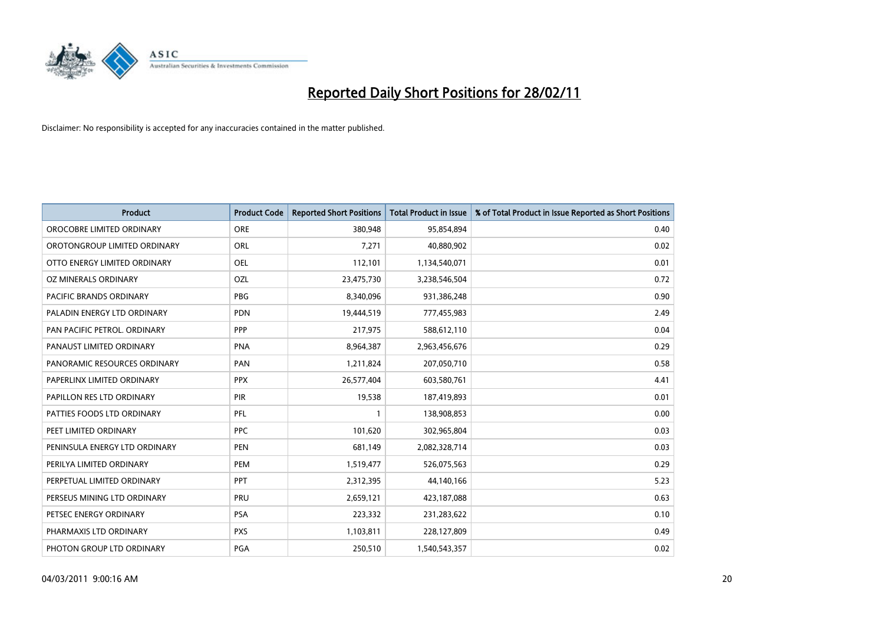# Reported Daily Short Positions for 28/02/11

Disclaimer: No responsibility is accepted for any inaccuracies contained in the matter published.

| Product | Product Code | Reported Short Positions | Total Product in Issue | % of Total Product in Issue Reported as Short Positions |
|---|---|---|---|---|
| OROCOBRE LIMITED ORDINARY | ORE | 380,948 | 95,854,894 | 0.40 |
| OROTONGROUP LIMITED ORDINARY | ORL | 7,271 | 40,880,902 | 0.02 |
| OTTO ENERGY LIMITED ORDINARY | OEL | 112,101 | 1,134,540,071 | 0.01 |
| OZ MINERALS ORDINARY | OZL | 23,475,730 | 3,238,546,504 | 0.72 |
| PACIFIC BRANDS ORDINARY | PBG | 8,340,096 | 931,386,248 | 0.90 |
| PALADIN ENERGY LTD ORDINARY | PDN | 19,444,519 | 777,455,983 | 2.49 |
| PAN PACIFIC PETROL. ORDINARY | PPP | 217,975 | 588,612,110 | 0.04 |
| PANAUST LIMITED ORDINARY | PNA | 8,964,387 | 2,963,456,676 | 0.29 |
| PANORAMIC RESOURCES ORDINARY | PAN | 1,211,824 | 207,050,710 | 0.58 |
| PAPERLINX LIMITED ORDINARY | PPX | 26,577,404 | 603,580,761 | 4.41 |
| PAPILLON RES LTD ORDINARY | PIR | 19,538 | 187,419,893 | 0.01 |
| PATTIES FOODS LTD ORDINARY | PFL | 1 | 138,908,853 | 0.00 |
| PEET LIMITED ORDINARY | PPC | 101,620 | 302,965,804 | 0.03 |
| PENINSULA ENERGY LTD ORDINARY | PEN | 681,149 | 2,082,328,714 | 0.03 |
| PERILYA LIMITED ORDINARY | PEM | 1,519,477 | 526,075,563 | 0.29 |
| PERPETUAL LIMITED ORDINARY | PPT | 2,312,395 | 44,140,166 | 5.23 |
| PERSEUS MINING LTD ORDINARY | PRU | 2,659,121 | 423,187,088 | 0.63 |
| PETSEC ENERGY ORDINARY | PSA | 223,332 | 231,283,622 | 0.10 |
| PHARMAXIS LTD ORDINARY | PXS | 1,103,811 | 228,127,809 | 0.49 |
| PHOTON GROUP LTD ORDINARY | PGA | 250,510 | 1,540,543,357 | 0.02 |

04/03/2011 9:00:16 AM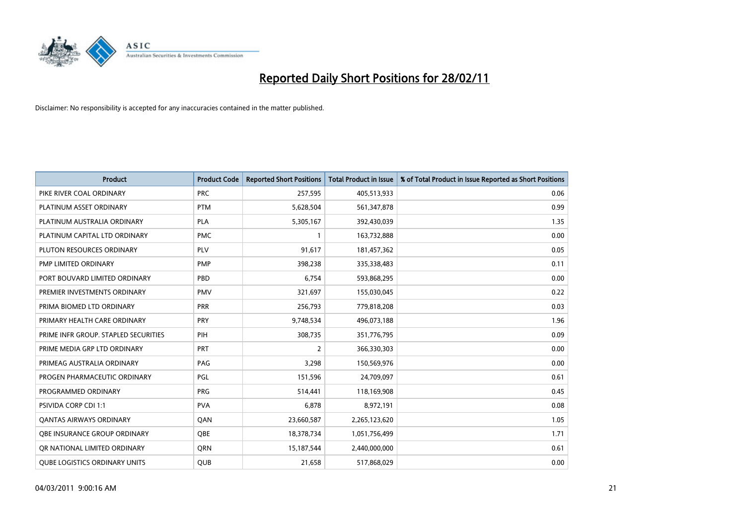# Reported Daily Short Positions for 28/02/11

Disclaimer: No responsibility is accepted for any inaccuracies contained in the matter published.

| Product | Product Code | Reported Short Positions | Total Product in Issue | % of Total Product in Issue Reported as Short Positions |
|---|---|---|---|---|
| PIKE RIVER COAL ORDINARY | PRC | 257,595 | 405,513,933 | 0.06 |
| PLATINUM ASSET ORDINARY | PTM | 5,628,504 | 561,347,878 | 0.99 |
| PLATINUM AUSTRALIA ORDINARY | PLA | 5,305,167 | 392,430,039 | 1.35 |
| PLATINUM CAPITAL LTD ORDINARY | PMC | 1 | 163,732,888 | 0.00 |
| PLUTON RESOURCES ORDINARY | PLV | 91,617 | 181,457,362 | 0.05 |
| PMP LIMITED ORDINARY | PMP | 398,238 | 335,338,483 | 0.11 |
| PORT BOUVARD LIMITED ORDINARY | PBD | 6,754 | 593,868,295 | 0.00 |
| PREMIER INVESTMENTS ORDINARY | PMV | 321,697 | 155,030,045 | 0.22 |
| PRIMA BIOMED LTD ORDINARY | PRR | 256,793 | 779,818,208 | 0.03 |
| PRIMARY HEALTH CARE ORDINARY | PRY | 9,748,534 | 496,073,188 | 1.96 |
| PRIME INFR GROUP. STAPLED SECURITIES | PIH | 308,735 | 351,776,795 | 0.09 |
| PRIME MEDIA GRP LTD ORDINARY | PRT | 2 | 366,330,303 | 0.00 |
| PRIMEAG AUSTRALIA ORDINARY | PAG | 3,298 | 150,569,976 | 0.00 |
| PROGEN PHARMACEUTIC ORDINARY | PGL | 151,596 | 24,709,097 | 0.61 |
| PROGRAMMED ORDINARY | PRG | 514,441 | 118,169,908 | 0.45 |
| PSIVIDA CORP CDI 1:1 | PVA | 6,878 | 8,972,191 | 0.08 |
| QANTAS AIRWAYS ORDINARY | QAN | 23,660,587 | 2,265,123,620 | 1.05 |
| QBE INSURANCE GROUP ORDINARY | QBE | 18,378,734 | 1,051,756,499 | 1.71 |
| QR NATIONAL LIMITED ORDINARY | QRN | 15,187,544 | 2,440,000,000 | 0.61 |
| QUBE LOGISTICS ORDINARY UNITS | QUB | 21,658 | 517,868,029 | 0.00 |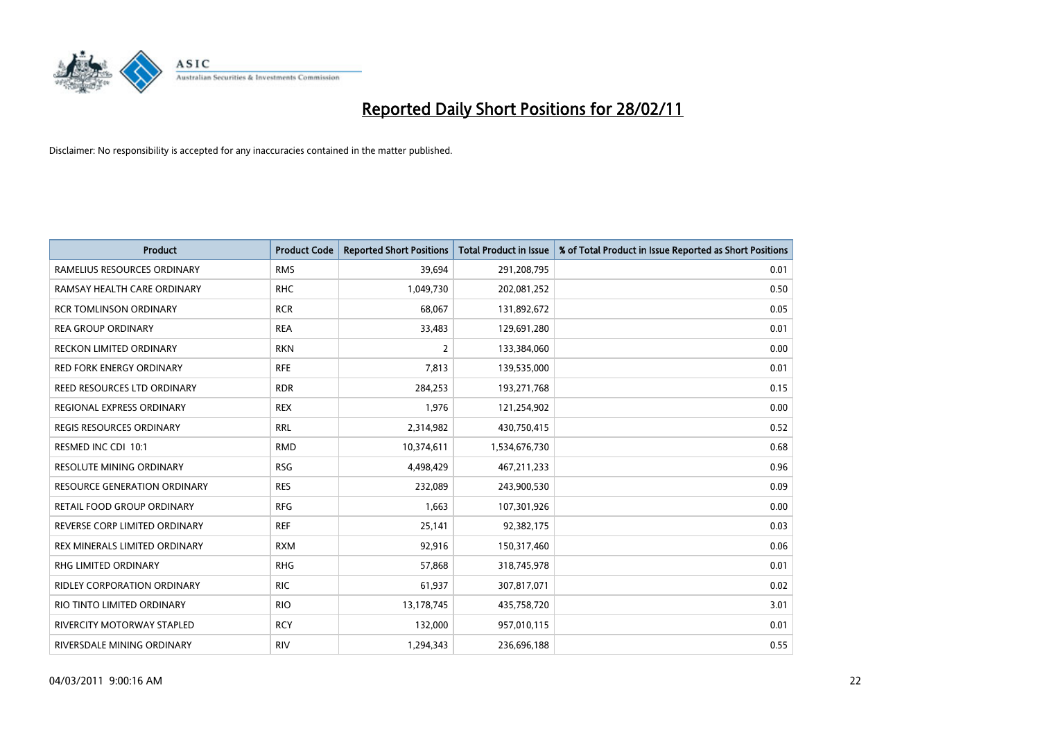# Reported Daily Short Positions for 28/02/11

Disclaimer: No responsibility is accepted for any inaccuracies contained in the matter published.

| Product | Product Code | Reported Short Positions | Total Product in Issue | % of Total Product in Issue Reported as Short Positions |
|---|---|---|---|---|
| RAMELIUS RESOURCES ORDINARY | RMS | 39,694 | 291,208,795 | 0.01 |
| RAMSAY HEALTH CARE ORDINARY | RHC | 1,049,730 | 202,081,252 | 0.50 |
| RCR TOMLINSON ORDINARY | RCR | 68,067 | 131,892,672 | 0.05 |
| REA GROUP ORDINARY | REA | 33,483 | 129,691,280 | 0.01 |
| RECKON LIMITED ORDINARY | RKN | 2 | 133,384,060 | 0.00 |
| RED FORK ENERGY ORDINARY | RFE | 7,813 | 139,535,000 | 0.01 |
| REED RESOURCES LTD ORDINARY | RDR | 284,253 | 193,271,768 | 0.15 |
| REGIONAL EXPRESS ORDINARY | REX | 1,976 | 121,254,902 | 0.00 |
| REGIS RESOURCES ORDINARY | RRL | 2,314,982 | 430,750,415 | 0.52 |
| RESMED INC CDI 10:1 | RMD | 10,374,611 | 1,534,676,730 | 0.68 |
| RESOLUTE MINING ORDINARY | RSG | 4,498,429 | 467,211,233 | 0.96 |
| RESOURCE GENERATION ORDINARY | RES | 232,089 | 243,900,530 | 0.09 |
| RETAIL FOOD GROUP ORDINARY | RFG | 1,663 | 107,301,926 | 0.00 |
| REVERSE CORP LIMITED ORDINARY | REF | 25,141 | 92,382,175 | 0.03 |
| REX MINERALS LIMITED ORDINARY | RXM | 92,916 | 150,317,460 | 0.06 |
| RHG LIMITED ORDINARY | RHG | 57,868 | 318,745,978 | 0.01 |
| RIDLEY CORPORATION ORDINARY | RIC | 61,937 | 307,817,071 | 0.02 |
| RIO TINTO LIMITED ORDINARY | RIO | 13,178,745 | 435,758,720 | 3.01 |
| RIVERCITY MOTORWAY STAPLED | RCY | 132,000 | 957,010,115 | 0.01 |
| RIVERSDALE MINING ORDINARY | RIV | 1,294,343 | 236,696,188 | 0.55 |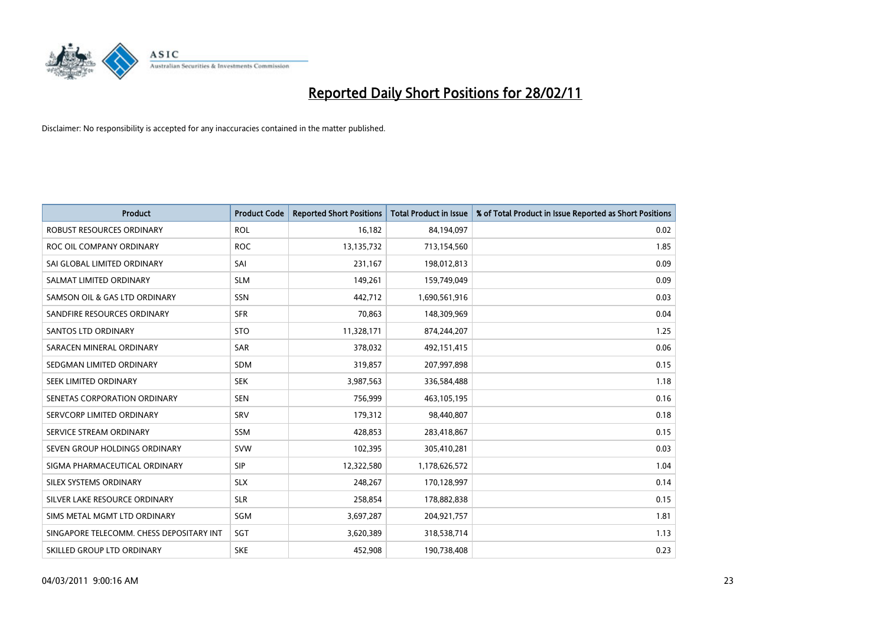# Reported Daily Short Positions for 28/02/11

Disclaimer: No responsibility is accepted for any inaccuracies contained in the matter published.

| Product | Product Code | Reported Short Positions | Total Product in Issue | % of Total Product in Issue Reported as Short Positions |
|---|---|---|---|---|
| ROBUST RESOURCES ORDINARY | ROL | 16,182 | 84,194,097 | 0.02 |
| ROC OIL COMPANY ORDINARY | ROC | 13,135,732 | 713,154,560 | 1.85 |
| SAI GLOBAL LIMITED ORDINARY | SAI | 231,167 | 198,012,813 | 0.09 |
| SALMAT LIMITED ORDINARY | SLM | 149,261 | 159,749,049 | 0.09 |
| SAMSON OIL & GAS LTD ORDINARY | SSN | 442,712 | 1,690,561,916 | 0.03 |
| SANDFIRE RESOURCES ORDINARY | SFR | 70,863 | 148,309,969 | 0.04 |
| SANTOS LTD ORDINARY | STO | 11,328,171 | 874,244,207 | 1.25 |
| SARACEN MINERAL ORDINARY | SAR | 378,032 | 492,151,415 | 0.06 |
| SEDGMAN LIMITED ORDINARY | SDM | 319,857 | 207,997,898 | 0.15 |
| SEEK LIMITED ORDINARY | SEK | 3,987,563 | 336,584,488 | 1.18 |
| SENETAS CORPORATION ORDINARY | SEN | 756,999 | 463,105,195 | 0.16 |
| SERVCORP LIMITED ORDINARY | SRV | 179,312 | 98,440,807 | 0.18 |
| SERVICE STREAM ORDINARY | SSM | 428,853 | 283,418,867 | 0.15 |
| SEVEN GROUP HOLDINGS ORDINARY | SVW | 102,395 | 305,410,281 | 0.03 |
| SIGMA PHARMACEUTICAL ORDINARY | SIP | 12,322,580 | 1,178,626,572 | 1.04 |
| SILEX SYSTEMS ORDINARY | SLX | 248,267 | 170,128,997 | 0.14 |
| SILVER LAKE RESOURCE ORDINARY | SLR | 258,854 | 178,882,838 | 0.15 |
| SIMS METAL MGMT LTD ORDINARY | SGM | 3,697,287 | 204,921,757 | 1.81 |
| SINGAPORE TELECOMM. CHESS DEPOSITARY INT | SGT | 3,620,389 | 318,538,714 | 1.13 |
| SKILLED GROUP LTD ORDINARY | SKE | 452,908 | 190,738,408 | 0.23 |

04/03/2011 9:00:16 AM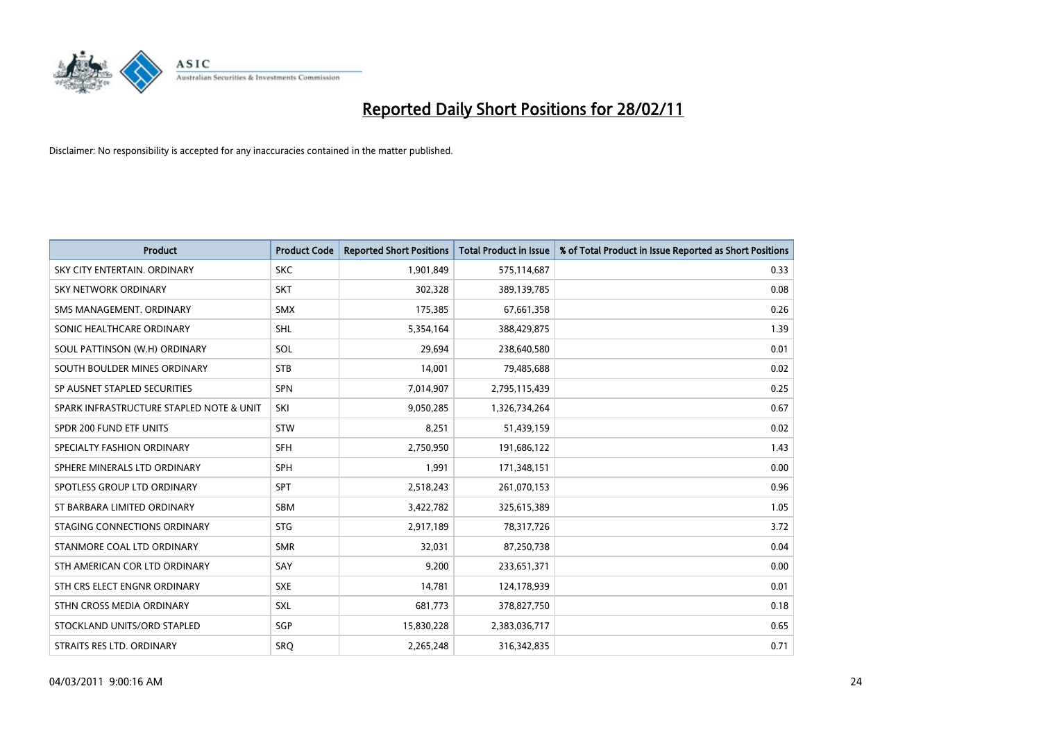# Reported Daily Short Positions for 28/02/11

Disclaimer: No responsibility is accepted for any inaccuracies contained in the matter published.

| Product | Product Code | Reported Short Positions | Total Product in Issue | % of Total Product in Issue Reported as Short Positions |
|---|---|---|---|---|
| SKY CITY ENTERTAIN. ORDINARY | SKC | 1,901,849 | 575,114,687 | 0.33 |
| SKY NETWORK ORDINARY | SKT | 302,328 | 389,139,785 | 0.08 |
| SMS MANAGEMENT. ORDINARY | SMX | 175,385 | 67,661,358 | 0.26 |
| SONIC HEALTHCARE ORDINARY | SHL | 5,354,164 | 388,429,875 | 1.39 |
| SOUL PATTINSON (W.H) ORDINARY | SOL | 29,694 | 238,640,580 | 0.01 |
| SOUTH BOULDER MINES ORDINARY | STB | 14,001 | 79,485,688 | 0.02 |
| SP AUSNET STAPLED SECURITIES | SPN | 7,014,907 | 2,795,115,439 | 0.25 |
| SPARK INFRASTRUCTURE STAPLED NOTE & UNIT | SKI | 9,050,285 | 1,326,734,264 | 0.67 |
| SPDR 200 FUND ETF UNITS | STW | 8,251 | 51,439,159 | 0.02 |
| SPECIALTY FASHION ORDINARY | SFH | 2,750,950 | 191,686,122 | 1.43 |
| SPHERE MINERALS LTD ORDINARY | SPH | 1,991 | 171,348,151 | 0.00 |
| SPOTLESS GROUP LTD ORDINARY | SPT | 2,518,243 | 261,070,153 | 0.96 |
| ST BARBARA LIMITED ORDINARY | SBM | 3,422,782 | 325,615,389 | 1.05 |
| STAGING CONNECTIONS ORDINARY | STG | 2,917,189 | 78,317,726 | 3.72 |
| STANMORE COAL LTD ORDINARY | SMR | 32,031 | 87,250,738 | 0.04 |
| STH AMERICAN COR LTD ORDINARY | SAY | 9,200 | 233,651,371 | 0.00 |
| STH CRS ELECT ENGNR ORDINARY | SXE | 14,781 | 124,178,939 | 0.01 |
| STHN CROSS MEDIA ORDINARY | SXL | 681,773 | 378,827,750 | 0.18 |
| STOCKLAND UNITS/ORD STAPLED | SGP | 15,830,228 | 2,383,036,717 | 0.65 |
| STRAITS RES LTD. ORDINARY | SRQ | 2,265,248 | 316,342,835 | 0.71 |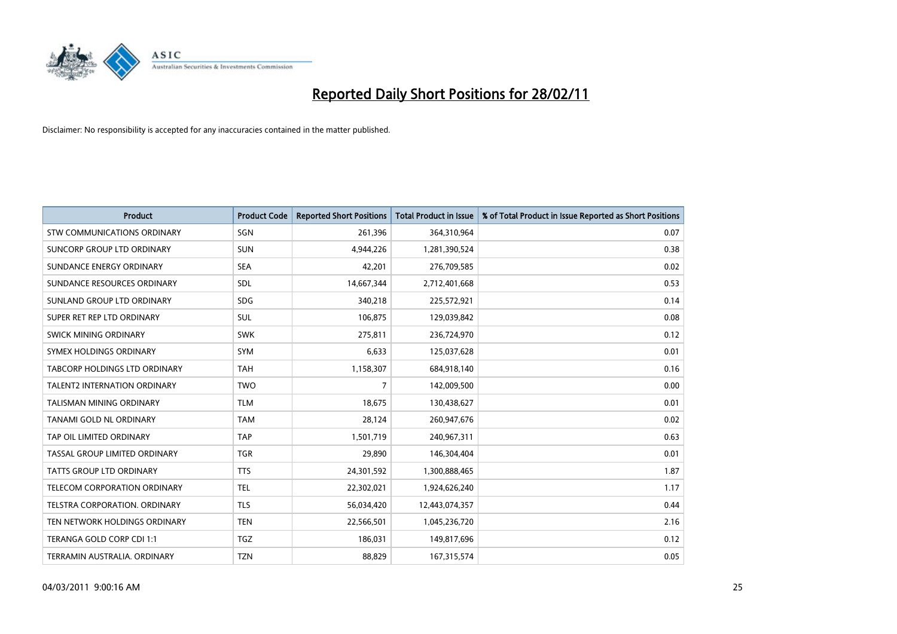# Reported Daily Short Positions for 28/02/11

Disclaimer: No responsibility is accepted for any inaccuracies contained in the matter published.

| Product | Product Code | Reported Short Positions | Total Product in Issue | % of Total Product in Issue Reported as Short Positions |
| --- | --- | --- | --- | --- |
| STW COMMUNICATIONS ORDINARY | SGN | 261,396 | 364,310,964 | 0.07 |
| SUNCORP GROUP LTD ORDINARY | SUN | 4,944,226 | 1,281,390,524 | 0.38 |
| SUNDANCE ENERGY ORDINARY | SEA | 42,201 | 276,709,585 | 0.02 |
| SUNDANCE RESOURCES ORDINARY | SDL | 14,667,344 | 2,712,401,668 | 0.53 |
| SUNLAND GROUP LTD ORDINARY | SDG | 340,218 | 225,572,921 | 0.14 |
| SUPER RET REP LTD ORDINARY | SUL | 106,875 | 129,039,842 | 0.08 |
| SWICK MINING ORDINARY | SWK | 275,811 | 236,724,970 | 0.12 |
| SYMEX HOLDINGS ORDINARY | SYM | 6,633 | 125,037,628 | 0.01 |
| TABCORP HOLDINGS LTD ORDINARY | TAH | 1,158,307 | 684,918,140 | 0.16 |
| TALENT2 INTERNATION ORDINARY | TWO | 7 | 142,009,500 | 0.00 |
| TALISMAN MINING ORDINARY | TLM | 18,675 | 130,438,627 | 0.01 |
| TANAMI GOLD NL ORDINARY | TAM | 28,124 | 260,947,676 | 0.02 |
| TAP OIL LIMITED ORDINARY | TAP | 1,501,719 | 240,967,311 | 0.63 |
| TASSAL GROUP LIMITED ORDINARY | TGR | 29,890 | 146,304,404 | 0.01 |
| TATTS GROUP LTD ORDINARY | TTS | 24,301,592 | 1,300,888,465 | 1.87 |
| TELECOM CORPORATION ORDINARY | TEL | 22,302,021 | 1,924,626,240 | 1.17 |
| TELSTRA CORPORATION. ORDINARY | TLS | 56,034,420 | 12,443,074,357 | 0.44 |
| TEN NETWORK HOLDINGS ORDINARY | TEN | 22,566,501 | 1,045,236,720 | 2.16 |
| TERANGA GOLD CORP CDI 1:1 | TGZ | 186,031 | 149,817,696 | 0.12 |
| TERRAMIN AUSTRALIA. ORDINARY | TZN | 88,829 | 167,315,574 | 0.05 |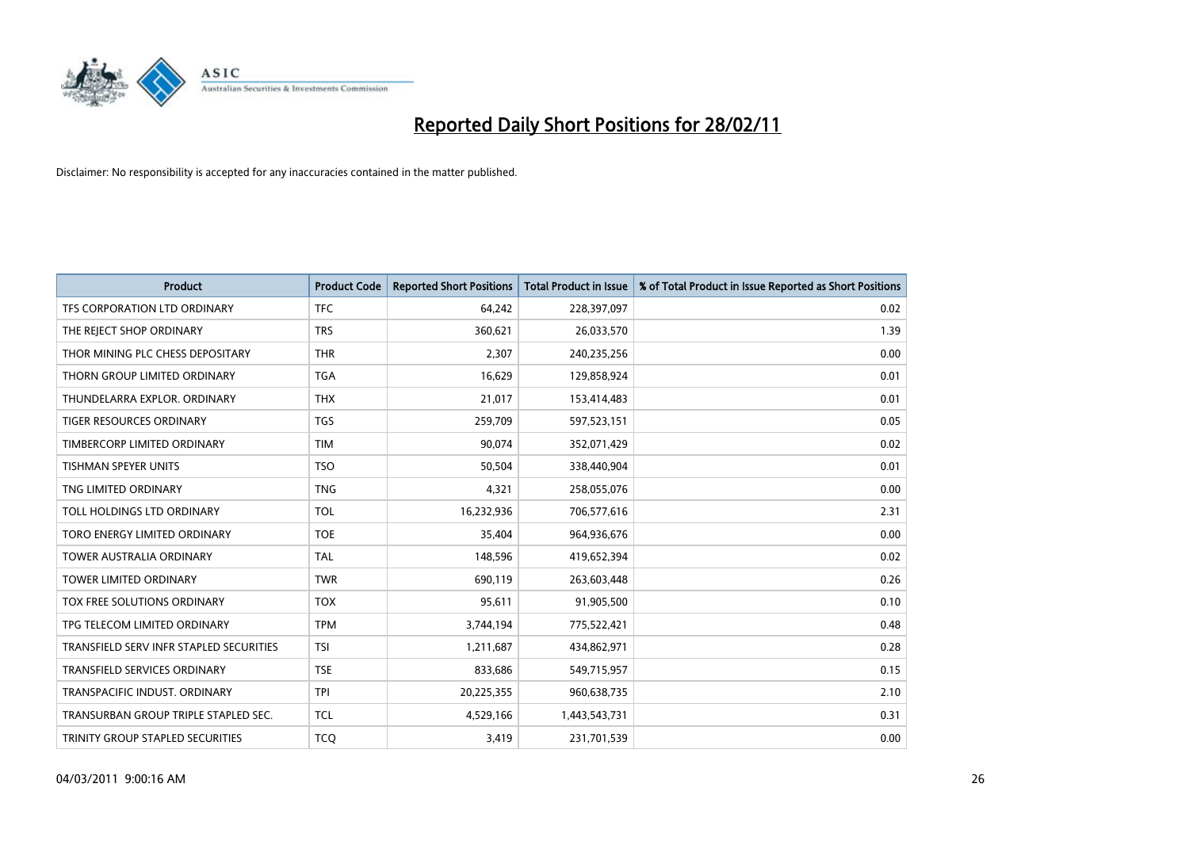# Reported Daily Short Positions for 28/02/11

Disclaimer: No responsibility is accepted for any inaccuracies contained in the matter published.

| Product | Product Code | Reported Short Positions | Total Product in Issue | % of Total Product in Issue Reported as Short Positions |
|---|---|---|---|---|
| TFS CORPORATION LTD ORDINARY | TFC | 64,242 | 228,397,097 | 0.02 |
| THE REJECT SHOP ORDINARY | TRS | 360,621 | 26,033,570 | 1.39 |
| THOR MINING PLC CHESS DEPOSITARY | THR | 2,307 | 240,235,256 | 0.00 |
| THORN GROUP LIMITED ORDINARY | TGA | 16,629 | 129,858,924 | 0.01 |
| THUNDELARRA EXPLOR. ORDINARY | THX | 21,017 | 153,414,483 | 0.01 |
| TIGER RESOURCES ORDINARY | TGS | 259,709 | 597,523,151 | 0.05 |
| TIMBERCORP LIMITED ORDINARY | TIM | 90,074 | 352,071,429 | 0.02 |
| TISHMAN SPEYER UNITS | TSO | 50,504 | 338,440,904 | 0.01 |
| TNG LIMITED ORDINARY | TNG | 4,321 | 258,055,076 | 0.00 |
| TOLL HOLDINGS LTD ORDINARY | TOL | 16,232,936 | 706,577,616 | 2.31 |
| TORO ENERGY LIMITED ORDINARY | TOE | 35,404 | 964,936,676 | 0.00 |
| TOWER AUSTRALIA ORDINARY | TAL | 148,596 | 419,652,394 | 0.02 |
| TOWER LIMITED ORDINARY | TWR | 690,119 | 263,603,448 | 0.26 |
| TOX FREE SOLUTIONS ORDINARY | TOX | 95,611 | 91,905,500 | 0.10 |
| TPG TELECOM LIMITED ORDINARY | TPM | 3,744,194 | 775,522,421 | 0.48 |
| TRANSFIELD SERV INFR STAPLED SECURITIES | TSI | 1,211,687 | 434,862,971 | 0.28 |
| TRANSFIELD SERVICES ORDINARY | TSE | 833,686 | 549,715,957 | 0.15 |
| TRANSPACIFIC INDUST. ORDINARY | TPI | 20,225,355 | 960,638,735 | 2.10 |
| TRANSURBAN GROUP TRIPLE STAPLED SEC. | TCL | 4,529,166 | 1,443,543,731 | 0.31 |
| TRINITY GROUP STAPLED SECURITIES | TCQ | 3,419 | 231,701,539 | 0.00 |

04/03/2011 9:00:16 AM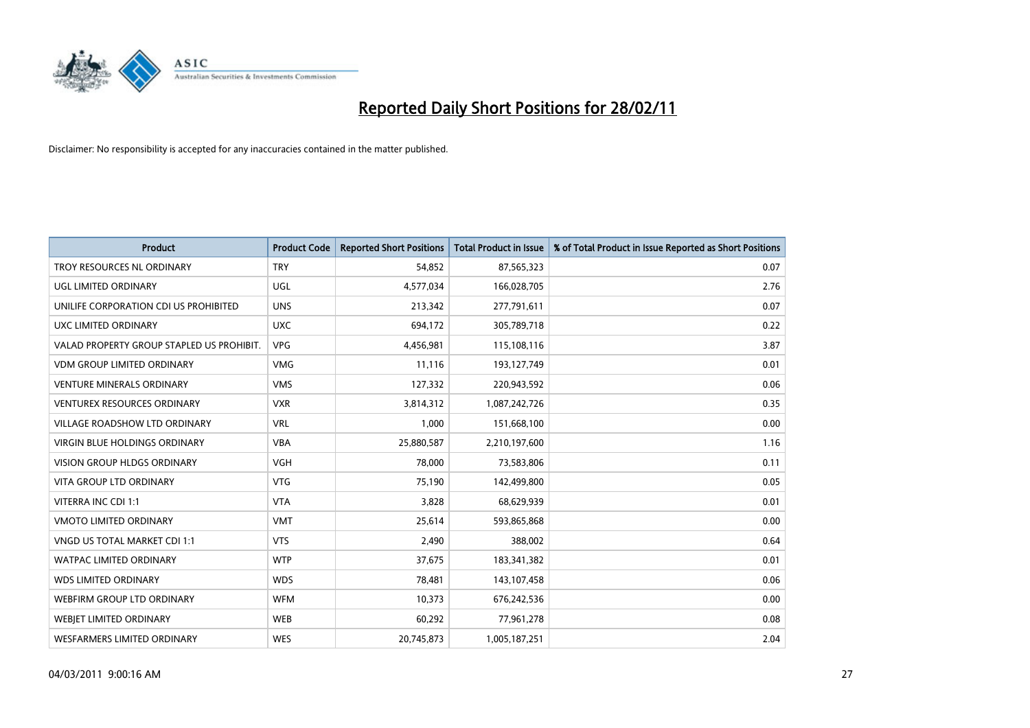# Reported Daily Short Positions for 28/02/11

Disclaimer: No responsibility is accepted for any inaccuracies contained in the matter published.

| Product | Product Code | Reported Short Positions | Total Product in Issue | % of Total Product in Issue Reported as Short Positions |
|---|---|---|---|---|
| TROY RESOURCES NL ORDINARY | TRY | 54,852 | 87,565,323 | 0.07 |
| UGL LIMITED ORDINARY | UGL | 4,577,034 | 166,028,705 | 2.76 |
| UNILIFE CORPORATION CDI US PROHIBITED | UNS | 213,342 | 277,791,611 | 0.07 |
| UXC LIMITED ORDINARY | UXC | 694,172 | 305,789,718 | 0.22 |
| VALAD PROPERTY GROUP STAPLED US PROHIBIT. | VPG | 4,456,981 | 115,108,116 | 3.87 |
| VDM GROUP LIMITED ORDINARY | VMG | 11,116 | 193,127,749 | 0.01 |
| VENTURE MINERALS ORDINARY | VMS | 127,332 | 220,943,592 | 0.06 |
| VENTUREX RESOURCES ORDINARY | VXR | 3,814,312 | 1,087,242,726 | 0.35 |
| VILLAGE ROADSHOW LTD ORDINARY | VRL | 1,000 | 151,668,100 | 0.00 |
| VIRGIN BLUE HOLDINGS ORDINARY | VBA | 25,880,587 | 2,210,197,600 | 1.16 |
| VISION GROUP HLDGS ORDINARY | VGH | 78,000 | 73,583,806 | 0.11 |
| VITA GROUP LTD ORDINARY | VTG | 75,190 | 142,499,800 | 0.05 |
| VITERRA INC CDI 1:1 | VTA | 3,828 | 68,629,939 | 0.01 |
| VMOTO LIMITED ORDINARY | VMT | 25,614 | 593,865,868 | 0.00 |
| VNGD US TOTAL MARKET CDI 1:1 | VTS | 2,490 | 388,002 | 0.64 |
| WATPAC LIMITED ORDINARY | WTP | 37,675 | 183,341,382 | 0.01 |
| WDS LIMITED ORDINARY | WDS | 78,481 | 143,107,458 | 0.06 |
| WEBFIRM GROUP LTD ORDINARY | WFM | 10,373 | 676,242,536 | 0.00 |
| WEBJET LIMITED ORDINARY | WEB | 60,292 | 77,961,278 | 0.08 |
| WESFARMERS LIMITED ORDINARY | WES | 20,745,873 | 1,005,187,251 | 2.04 |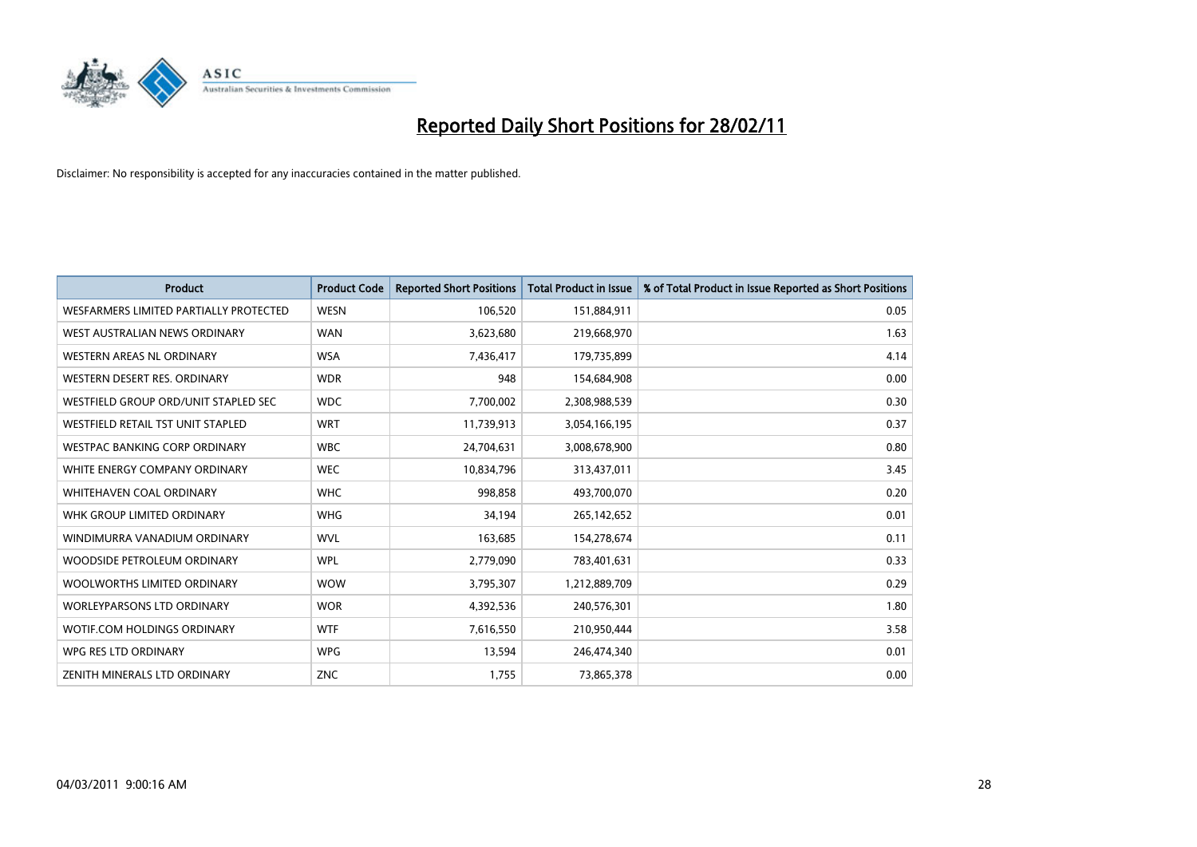# Reported Daily Short Positions for 28/02/11

Disclaimer: No responsibility is accepted for any inaccuracies contained in the matter published.

| Product | Product Code | Reported Short Positions | Total Product in Issue | % of Total Product in Issue Reported as Short Positions |
|---|---|---|---|---|
| WESFARMERS LIMITED PARTIALLY PROTECTED | WESN | 106,520 | 151,884,911 | 0.05 |
| WEST AUSTRALIAN NEWS ORDINARY | WAN | 3,623,680 | 219,668,970 | 1.63 |
| WESTERN AREAS NL ORDINARY | WSA | 7,436,417 | 179,735,899 | 4.14 |
| WESTERN DESERT RES. ORDINARY | WDR | 948 | 154,684,908 | 0.00 |
| WESTFIELD GROUP ORD/UNIT STAPLED SEC | WDC | 7,700,002 | 2,308,988,539 | 0.30 |
| WESTFIELD RETAIL TST UNIT STAPLED | WRT | 11,739,913 | 3,054,166,195 | 0.37 |
| WESTPAC BANKING CORP ORDINARY | WBC | 24,704,631 | 3,008,678,900 | 0.80 |
| WHITE ENERGY COMPANY ORDINARY | WEC | 10,834,796 | 313,437,011 | 3.45 |
| WHITEHAVEN COAL ORDINARY | WHC | 998,858 | 493,700,070 | 0.20 |
| WHK GROUP LIMITED ORDINARY | WHG | 34,194 | 265,142,652 | 0.01 |
| WINDIMURRA VANADIUM ORDINARY | WVL | 163,685 | 154,278,674 | 0.11 |
| WOODSIDE PETROLEUM ORDINARY | WPL | 2,779,090 | 783,401,631 | 0.33 |
| WOOLWORTHS LIMITED ORDINARY | WOW | 3,795,307 | 1,212,889,709 | 0.29 |
| WORLEYPARSONS LTD ORDINARY | WOR | 4,392,536 | 240,576,301 | 1.80 |
| WOTIF.COM HOLDINGS ORDINARY | WTF | 7,616,550 | 210,950,444 | 3.58 |
| WPG RES LTD ORDINARY | WPG | 13,594 | 246,474,340 | 0.01 |
| ZENITH MINERALS LTD ORDINARY | ZNC | 1,755 | 73,865,378 | 0.00 |